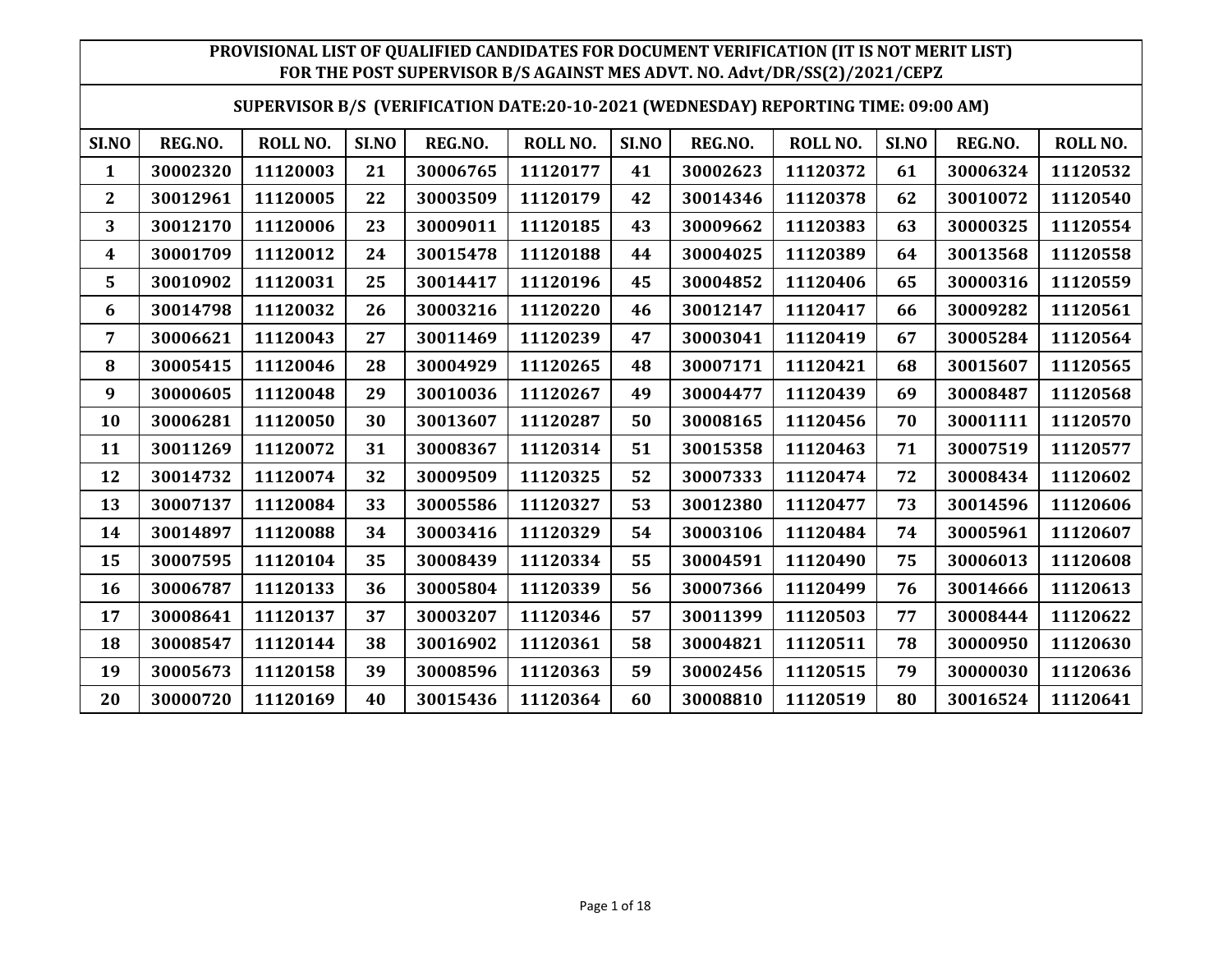**PROVISIONAL LIST OF QUALIFIED CANDIDATES FOR DOCUMENT VERIFICATION (IT IS NOT MERIT LIST)**
**FOR THE POST SUPERVISOR B/S AGAINST MES ADVT. NO. Advt/DR/SS(2)/2021/CEPZ**

**SUPERVISOR B/S (VERIFICATION DATE:20-10-2021 (WEDNESDAY) REPORTING TIME: 09:00 AM)**

| SI.NO | REG.NO. | ROLL NO. | SI.NO | REG.NO. | ROLL NO. | SI.NO | REG.NO. | ROLL NO. | SI.NO | REG.NO. | ROLL NO. |
|---|---|---|---|---|---|---|---|---|---|---|---|
| 1 | 30002320 | 11120003 | 21 | 30006765 | 11120177 | 41 | 30002623 | 11120372 | 61 | 30006324 | 11120532 |
| 2 | 30012961 | 11120005 | 22 | 30003509 | 11120179 | 42 | 30014346 | 11120378 | 62 | 30010072 | 11120540 |
| 3 | 30012170 | 11120006 | 23 | 30009011 | 11120185 | 43 | 30009662 | 11120383 | 63 | 30000325 | 11120554 |
| 4 | 30001709 | 11120012 | 24 | 30015478 | 11120188 | 44 | 30004025 | 11120389 | 64 | 30013568 | 11120558 |
| 5 | 30010902 | 11120031 | 25 | 30014417 | 11120196 | 45 | 30004852 | 11120406 | 65 | 30000316 | 11120559 |
| 6 | 30014798 | 11120032 | 26 | 30003216 | 11120220 | 46 | 30012147 | 11120417 | 66 | 30009282 | 11120561 |
| 7 | 30006621 | 11120043 | 27 | 30011469 | 11120239 | 47 | 30003041 | 11120419 | 67 | 30005284 | 11120564 |
| 8 | 30005415 | 11120046 | 28 | 30004929 | 11120265 | 48 | 30007171 | 11120421 | 68 | 30015607 | 11120565 |
| 9 | 30000605 | 11120048 | 29 | 30010036 | 11120267 | 49 | 30004477 | 11120439 | 69 | 30008487 | 11120568 |
| 10 | 30006281 | 11120050 | 30 | 30013607 | 11120287 | 50 | 30008165 | 11120456 | 70 | 30001111 | 11120570 |
| 11 | 30011269 | 11120072 | 31 | 30008367 | 11120314 | 51 | 30015358 | 11120463 | 71 | 30007519 | 11120577 |
| 12 | 30014732 | 11120074 | 32 | 30009509 | 11120325 | 52 | 30007333 | 11120474 | 72 | 30008434 | 11120602 |
| 13 | 30007137 | 11120084 | 33 | 30005586 | 11120327 | 53 | 30012380 | 11120477 | 73 | 30014596 | 11120606 |
| 14 | 30014897 | 11120088 | 34 | 30003416 | 11120329 | 54 | 30003106 | 11120484 | 74 | 30005961 | 11120607 |
| 15 | 30007595 | 11120104 | 35 | 30008439 | 11120334 | 55 | 30004591 | 11120490 | 75 | 30006013 | 11120608 |
| 16 | 30006787 | 11120133 | 36 | 30005804 | 11120339 | 56 | 30007366 | 11120499 | 76 | 30014666 | 11120613 |
| 17 | 30008641 | 11120137 | 37 | 30003207 | 11120346 | 57 | 30011399 | 11120503 | 77 | 30008444 | 11120622 |
| 18 | 30008547 | 11120144 | 38 | 30016902 | 11120361 | 58 | 30004821 | 11120511 | 78 | 30000950 | 11120630 |
| 19 | 30005673 | 11120158 | 39 | 30008596 | 11120363 | 59 | 30002456 | 11120515 | 79 | 30000030 | 11120636 |
| 20 | 30000720 | 11120169 | 40 | 30015436 | 11120364 | 60 | 30008810 | 11120519 | 80 | 30016524 | 11120641 |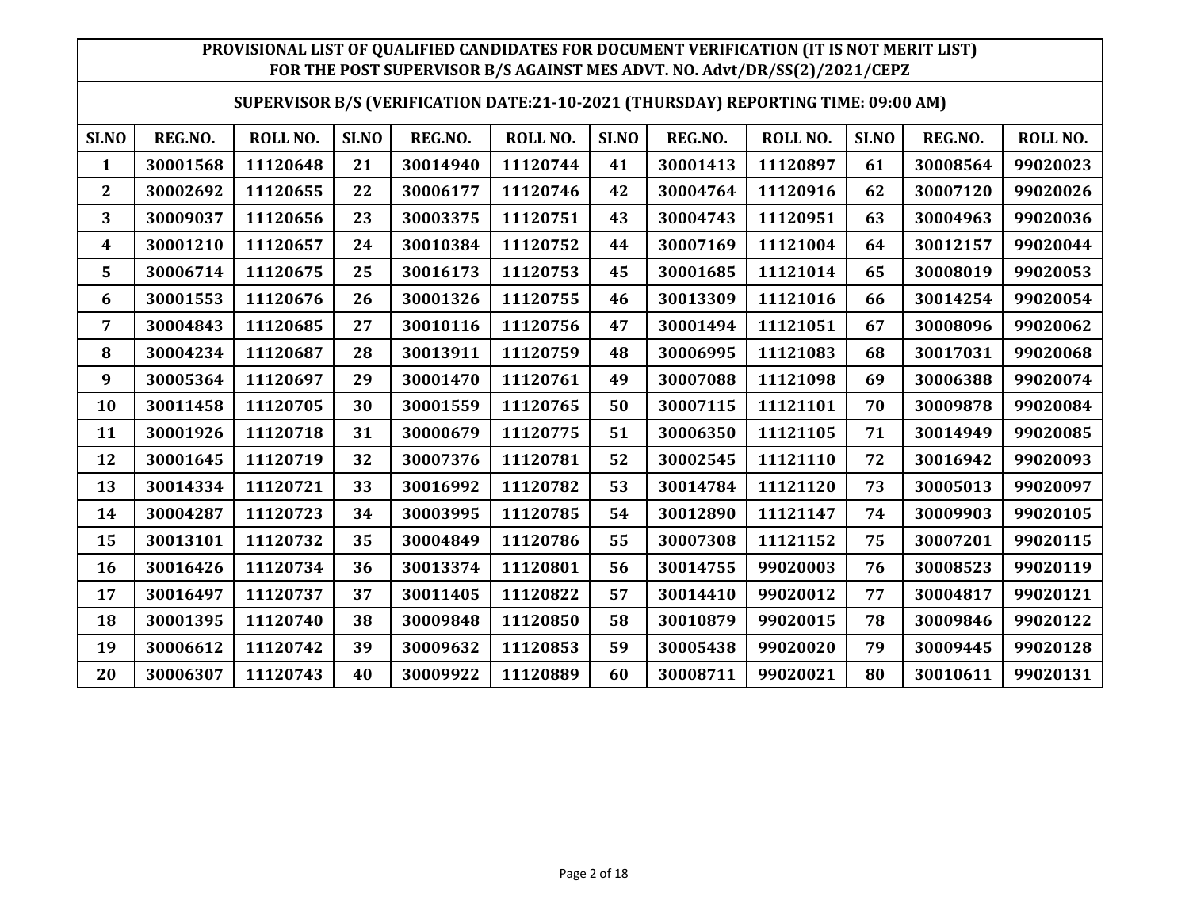**PROVISIONAL LIST OF QUALIFIED CANDIDATES FOR DOCUMENT VERIFICATION (IT IS NOT MERIT LIST) FOR THE POST SUPERVISOR B/S AGAINST MES ADVT. NO. Advt/DR/SS(2)/2021/CEPZ**

**SUPERVISOR B/S (VERIFICATION DATE:21-10-2021 (THURSDAY) REPORTING TIME: 09:00 AM)**

| SI.NO | REG.NO. | ROLL NO. | SI.NO | REG.NO. | ROLL NO. | SI.NO | REG.NO. | ROLL NO. | SI.NO | REG.NO. | ROLL NO. |
|---|---|---|---|---|---|---|---|---|---|---|---|
| 1 | 30001568 | 11120648 | 21 | 30014940 | 11120744 | 41 | 30001413 | 11120897 | 61 | 30008564 | 99020023 |
| 2 | 30002692 | 11120655 | 22 | 30006177 | 11120746 | 42 | 30004764 | 11120916 | 62 | 30007120 | 99020026 |
| 3 | 30009037 | 11120656 | 23 | 30003375 | 11120751 | 43 | 30004743 | 11120951 | 63 | 30004963 | 99020036 |
| 4 | 30001210 | 11120657 | 24 | 30010384 | 11120752 | 44 | 30007169 | 11121004 | 64 | 30012157 | 99020044 |
| 5 | 30006714 | 11120675 | 25 | 30016173 | 11120753 | 45 | 30001685 | 11121014 | 65 | 30008019 | 99020053 |
| 6 | 30001553 | 11120676 | 26 | 30001326 | 11120755 | 46 | 30013309 | 11121016 | 66 | 30014254 | 99020054 |
| 7 | 30004843 | 11120685 | 27 | 30010116 | 11120756 | 47 | 30001494 | 11121051 | 67 | 30008096 | 99020062 |
| 8 | 30004234 | 11120687 | 28 | 30013911 | 11120759 | 48 | 30006995 | 11121083 | 68 | 30017031 | 99020068 |
| 9 | 30005364 | 11120697 | 29 | 30001470 | 11120761 | 49 | 30007088 | 11121098 | 69 | 30006388 | 99020074 |
| 10 | 30011458 | 11120705 | 30 | 30001559 | 11120765 | 50 | 30007115 | 11121101 | 70 | 30009878 | 99020084 |
| 11 | 30001926 | 11120718 | 31 | 30000679 | 11120775 | 51 | 30006350 | 11121105 | 71 | 30014949 | 99020085 |
| 12 | 30001645 | 11120719 | 32 | 30007376 | 11120781 | 52 | 30002545 | 11121110 | 72 | 30016942 | 99020093 |
| 13 | 30014334 | 11120721 | 33 | 30016992 | 11120782 | 53 | 30014784 | 11121120 | 73 | 30005013 | 99020097 |
| 14 | 30004287 | 11120723 | 34 | 30003995 | 11120785 | 54 | 30012890 | 11121147 | 74 | 30009903 | 99020105 |
| 15 | 30013101 | 11120732 | 35 | 30004849 | 11120786 | 55 | 30007308 | 11121152 | 75 | 30007201 | 99020115 |
| 16 | 30016426 | 11120734 | 36 | 30013374 | 11120801 | 56 | 30014755 | 99020003 | 76 | 30008523 | 99020119 |
| 17 | 30016497 | 11120737 | 37 | 30011405 | 11120822 | 57 | 30014410 | 99020012 | 77 | 30004817 | 99020121 |
| 18 | 30001395 | 11120740 | 38 | 30009848 | 11120850 | 58 | 30010879 | 99020015 | 78 | 30009846 | 99020122 |
| 19 | 30006612 | 11120742 | 39 | 30009632 | 11120853 | 59 | 30005438 | 99020020 | 79 | 30009445 | 99020128 |
| 20 | 30006307 | 11120743 | 40 | 30009922 | 11120889 | 60 | 30008711 | 99020021 | 80 | 30010611 | 99020131 |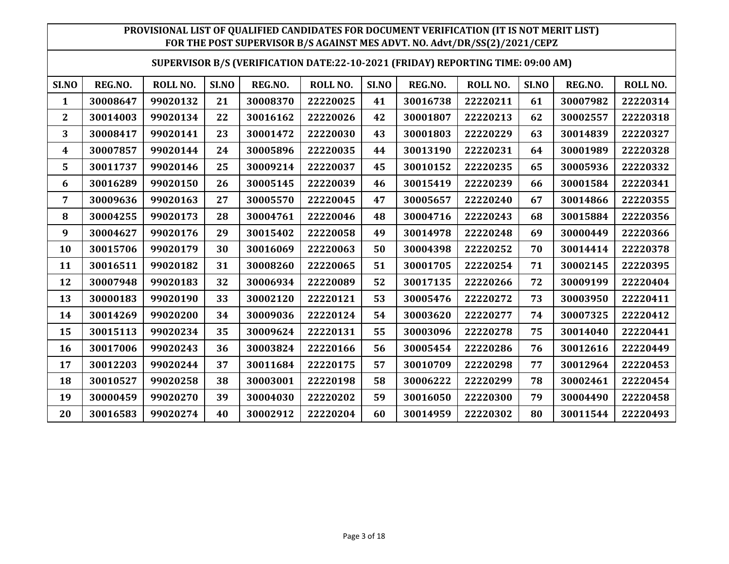**PROVISIONAL LIST OF QUALIFIED CANDIDATES FOR DOCUMENT VERIFICATION (IT IS NOT MERIT LIST) FOR THE POST SUPERVISOR B/S AGAINST MES ADVT. NO. Advt/DR/SS(2)/2021/CEPZ**

**SUPERVISOR B/S (VERIFICATION DATE:22-10-2021 (FRIDAY) REPORTING TIME: 09:00 AM)**

| SI.NO | REG.NO. | ROLL NO. | SI.NO | REG.NO. | ROLL NO. | SI.NO | REG.NO. | ROLL NO. | SI.NO | REG.NO. | ROLL NO. |
|---|---|---|---|---|---|---|---|---|---|---|---|
| 1 | 30008647 | 99020132 | 21 | 30008370 | 22220025 | 41 | 30016738 | 22220211 | 61 | 30007982 | 22220314 |
| 2 | 30014003 | 99020134 | 22 | 30016162 | 22220026 | 42 | 30001807 | 22220213 | 62 | 30002557 | 22220318 |
| 3 | 30008417 | 99020141 | 23 | 30001472 | 22220030 | 43 | 30001803 | 22220229 | 63 | 30014839 | 22220327 |
| 4 | 30007857 | 99020144 | 24 | 30005896 | 22220035 | 44 | 30013190 | 22220231 | 64 | 30001989 | 22220328 |
| 5 | 30011737 | 99020146 | 25 | 30009214 | 22220037 | 45 | 30010152 | 22220235 | 65 | 30005936 | 22220332 |
| 6 | 30016289 | 99020150 | 26 | 30005145 | 22220039 | 46 | 30015419 | 22220239 | 66 | 30001584 | 22220341 |
| 7 | 30009636 | 99020163 | 27 | 30005570 | 22220045 | 47 | 30005657 | 22220240 | 67 | 30014866 | 22220355 |
| 8 | 30004255 | 99020173 | 28 | 30004761 | 22220046 | 48 | 30004716 | 22220243 | 68 | 30015884 | 22220356 |
| 9 | 30004627 | 99020176 | 29 | 30015402 | 22220058 | 49 | 30014978 | 22220248 | 69 | 30000449 | 22220366 |
| 10 | 30015706 | 99020179 | 30 | 30016069 | 22220063 | 50 | 30004398 | 22220252 | 70 | 30014414 | 22220378 |
| 11 | 30016511 | 99020182 | 31 | 30008260 | 22220065 | 51 | 30001705 | 22220254 | 71 | 30002145 | 22220395 |
| 12 | 30007948 | 99020183 | 32 | 30006934 | 22220089 | 52 | 30017135 | 22220266 | 72 | 30009199 | 22220404 |
| 13 | 30000183 | 99020190 | 33 | 30002120 | 22220121 | 53 | 30005476 | 22220272 | 73 | 30003950 | 22220411 |
| 14 | 30014269 | 99020200 | 34 | 30009036 | 22220124 | 54 | 30003620 | 22220277 | 74 | 30007325 | 22220412 |
| 15 | 30015113 | 99020234 | 35 | 30009624 | 22220131 | 55 | 30003096 | 22220278 | 75 | 30014040 | 22220441 |
| 16 | 30017006 | 99020243 | 36 | 30003824 | 22220166 | 56 | 30005454 | 22220286 | 76 | 30012616 | 22220449 |
| 17 | 30012203 | 99020244 | 37 | 30011684 | 22220175 | 57 | 30010709 | 22220298 | 77 | 30012964 | 22220453 |
| 18 | 30010527 | 99020258 | 38 | 30003001 | 22220198 | 58 | 30006222 | 22220299 | 78 | 30002461 | 22220454 |
| 19 | 30000459 | 99020270 | 39 | 30004030 | 22220202 | 59 | 30016050 | 22220300 | 79 | 30004490 | 22220458 |
| 20 | 30016583 | 99020274 | 40 | 30002912 | 22220204 | 60 | 30014959 | 22220302 | 80 | 30011544 | 22220493 |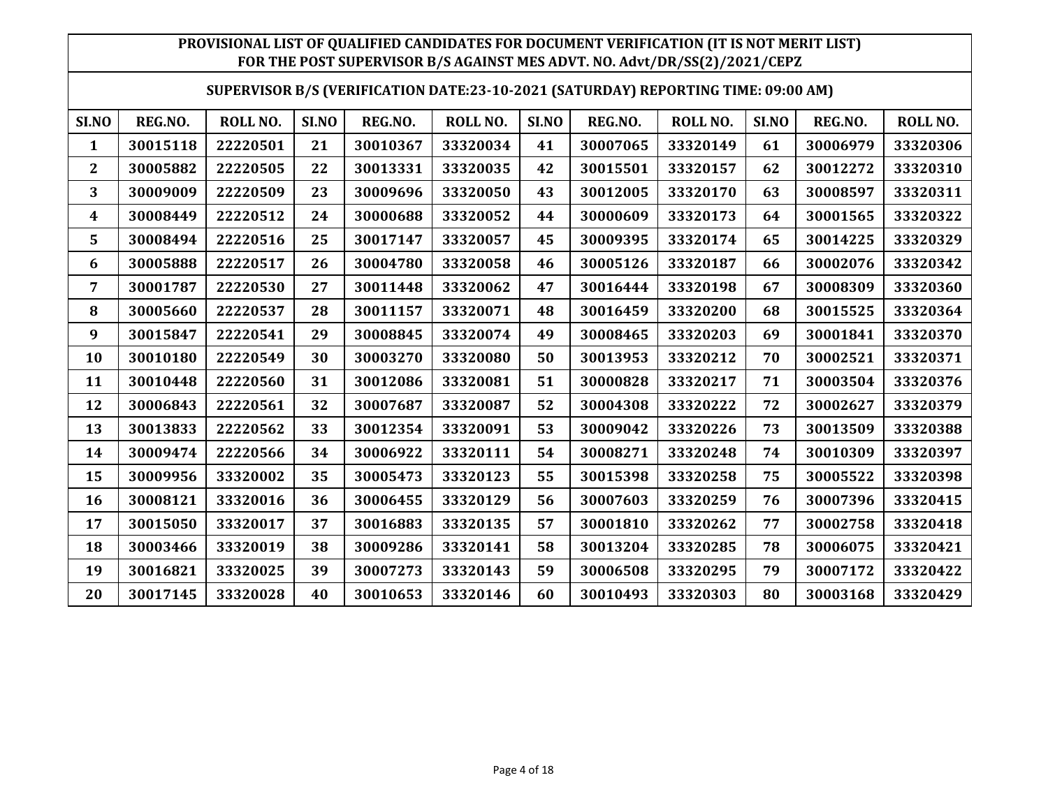**PROVISIONAL LIST OF QUALIFIED CANDIDATES FOR DOCUMENT VERIFICATION (IT IS NOT MERIT LIST) FOR THE POST SUPERVISOR B/S AGAINST MES ADVT. NO. Advt/DR/SS(2)/2021/CEPZ**

**SUPERVISOR B/S (VERIFICATION DATE:23-10-2021 (SATURDAY) REPORTING TIME: 09:00 AM)**

| SI.NO | REG.NO. | ROLL NO. | SI.NO | REG.NO. | ROLL NO. | SI.NO | REG.NO. | ROLL NO. | SI.NO | REG.NO. | ROLL NO. |
|---|---|---|---|---|---|---|---|---|---|---|---|
| 1 | 30015118 | 22220501 | 21 | 30010367 | 33320034 | 41 | 30007065 | 33320149 | 61 | 30006979 | 33320306 |
| 2 | 30005882 | 22220505 | 22 | 30013331 | 33320035 | 42 | 30015501 | 33320157 | 62 | 30012272 | 33320310 |
| 3 | 30009009 | 22220509 | 23 | 30009696 | 33320050 | 43 | 30012005 | 33320170 | 63 | 30008597 | 33320311 |
| 4 | 30008449 | 22220512 | 24 | 30000688 | 33320052 | 44 | 30000609 | 33320173 | 64 | 30001565 | 33320322 |
| 5 | 30008494 | 22220516 | 25 | 30017147 | 33320057 | 45 | 30009395 | 33320174 | 65 | 30014225 | 33320329 |
| 6 | 30005888 | 22220517 | 26 | 30004780 | 33320058 | 46 | 30005126 | 33320187 | 66 | 30002076 | 33320342 |
| 7 | 30001787 | 22220530 | 27 | 30011448 | 33320062 | 47 | 30016444 | 33320198 | 67 | 30008309 | 33320360 |
| 8 | 30005660 | 22220537 | 28 | 30011157 | 33320071 | 48 | 30016459 | 33320200 | 68 | 30015525 | 33320364 |
| 9 | 30015847 | 22220541 | 29 | 30008845 | 33320074 | 49 | 30008465 | 33320203 | 69 | 30001841 | 33320370 |
| 10 | 30010180 | 22220549 | 30 | 30003270 | 33320080 | 50 | 30013953 | 33320212 | 70 | 30002521 | 33320371 |
| 11 | 30010448 | 22220560 | 31 | 30012086 | 33320081 | 51 | 30000828 | 33320217 | 71 | 30003504 | 33320376 |
| 12 | 30006843 | 22220561 | 32 | 30007687 | 33320087 | 52 | 30004308 | 33320222 | 72 | 30002627 | 33320379 |
| 13 | 30013833 | 22220562 | 33 | 30012354 | 33320091 | 53 | 30009042 | 33320226 | 73 | 30013509 | 33320388 |
| 14 | 30009474 | 22220566 | 34 | 30006922 | 33320111 | 54 | 30008271 | 33320248 | 74 | 30010309 | 33320397 |
| 15 | 30009956 | 33320002 | 35 | 30005473 | 33320123 | 55 | 30015398 | 33320258 | 75 | 30005522 | 33320398 |
| 16 | 30008121 | 33320016 | 36 | 30006455 | 33320129 | 56 | 30007603 | 33320259 | 76 | 30007396 | 33320415 |
| 17 | 30015050 | 33320017 | 37 | 30016883 | 33320135 | 57 | 30001810 | 33320262 | 77 | 30002758 | 33320418 |
| 18 | 30003466 | 33320019 | 38 | 30009286 | 33320141 | 58 | 30013204 | 33320285 | 78 | 30006075 | 33320421 |
| 19 | 30016821 | 33320025 | 39 | 30007273 | 33320143 | 59 | 30006508 | 33320295 | 79 | 30007172 | 33320422 |
| 20 | 30017145 | 33320028 | 40 | 30010653 | 33320146 | 60 | 30010493 | 33320303 | 80 | 30003168 | 33320429 |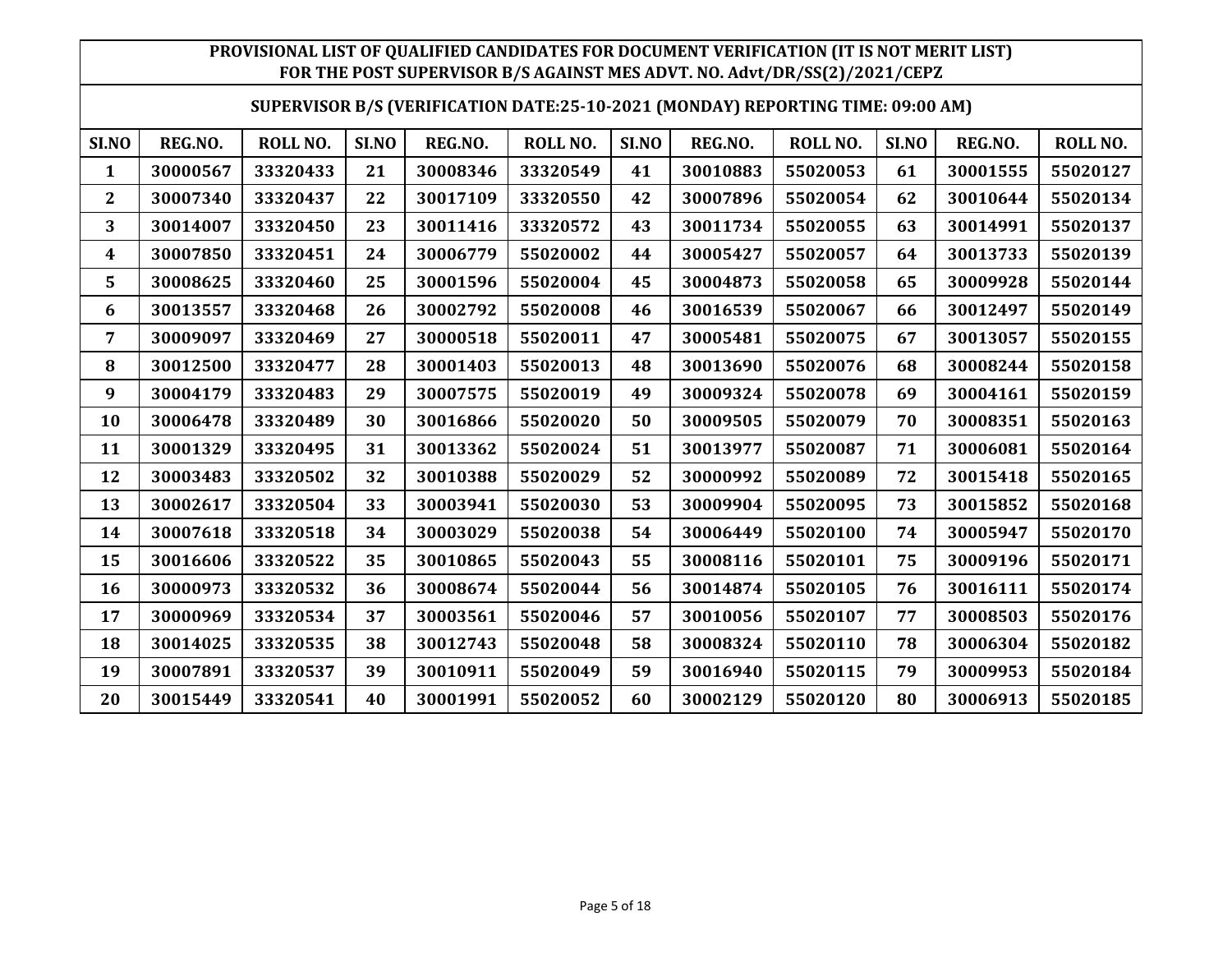| PROVISIONAL LIST OF QUALIFIED CANDIDATES FOR DOCUMENT VERIFICATION (IT IS NOT MERIT LIST) FOR THE POST SUPERVISOR B/S AGAINST MES ADVT. NO. Advt/DR/SS(2)/2021/CEPZ | | | | | | | | | | | |
|---|---|---|---|---|---|---|---|---|---|---|---|
| SUPERVISOR B/S (VERIFICATION DATE:25-10-2021 (MONDAY) REPORTING TIME: 09:00 AM) | | | | | | | | | | | |
| SI.NO | REG.NO. | ROLL NO. | SI.NO | REG.NO. | ROLL NO. | SI.NO | REG.NO. | ROLL NO. | SI.NO | REG.NO. | ROLL NO. |
| 1 | 30000567 | 33320433 | 21 | 30008346 | 33320549 | 41 | 30010883 | 55020053 | 61 | 30001555 | 55020127 |
| 2 | 30007340 | 33320437 | 22 | 30017109 | 33320550 | 42 | 30007896 | 55020054 | 62 | 30010644 | 55020134 |
| 3 | 30014007 | 33320450 | 23 | 30011416 | 33320572 | 43 | 30011734 | 55020055 | 63 | 30014991 | 55020137 |
| 4 | 30007850 | 33320451 | 24 | 30006779 | 55020002 | 44 | 30005427 | 55020057 | 64 | 30013733 | 55020139 |
| 5 | 30008625 | 33320460 | 25 | 30001596 | 55020004 | 45 | 30004873 | 55020058 | 65 | 30009928 | 55020144 |
| 6 | 30013557 | 33320468 | 26 | 30002792 | 55020008 | 46 | 30016539 | 55020067 | 66 | 30012497 | 55020149 |
| 7 | 30009097 | 33320469 | 27 | 30000518 | 55020011 | 47 | 30005481 | 55020075 | 67 | 30013057 | 55020155 |
| 8 | 30012500 | 33320477 | 28 | 30001403 | 55020013 | 48 | 30013690 | 55020076 | 68 | 30008244 | 55020158 |
| 9 | 30004179 | 33320483 | 29 | 30007575 | 55020019 | 49 | 30009324 | 55020078 | 69 | 30004161 | 55020159 |
| 10 | 30006478 | 33320489 | 30 | 30016866 | 55020020 | 50 | 30009505 | 55020079 | 70 | 30008351 | 55020163 |
| 11 | 30001329 | 33320495 | 31 | 30013362 | 55020024 | 51 | 30013977 | 55020087 | 71 | 30006081 | 55020164 |
| 12 | 30003483 | 33320502 | 32 | 30010388 | 55020029 | 52 | 30000992 | 55020089 | 72 | 30015418 | 55020165 |
| 13 | 30002617 | 33320504 | 33 | 30003941 | 55020030 | 53 | 30009904 | 55020095 | 73 | 30015852 | 55020168 |
| 14 | 30007618 | 33320518 | 34 | 30003029 | 55020038 | 54 | 30006449 | 55020100 | 74 | 30005947 | 55020170 |
| 15 | 30016606 | 33320522 | 35 | 30010865 | 55020043 | 55 | 30008116 | 55020101 | 75 | 30009196 | 55020171 |
| 16 | 30000973 | 33320532 | 36 | 30008674 | 55020044 | 56 | 30014874 | 55020105 | 76 | 30016111 | 55020174 |
| 17 | 30000969 | 33320534 | 37 | 30003561 | 55020046 | 57 | 30010056 | 55020107 | 77 | 30008503 | 55020176 |
| 18 | 30014025 | 33320535 | 38 | 30012743 | 55020048 | 58 | 30008324 | 55020110 | 78 | 30006304 | 55020182 |
| 19 | 30007891 | 33320537 | 39 | 30010911 | 55020049 | 59 | 30016940 | 55020115 | 79 | 30009953 | 55020184 |
| 20 | 30015449 | 33320541 | 40 | 30001991 | 55020052 | 60 | 30002129 | 55020120 | 80 | 30006913 | 55020185 |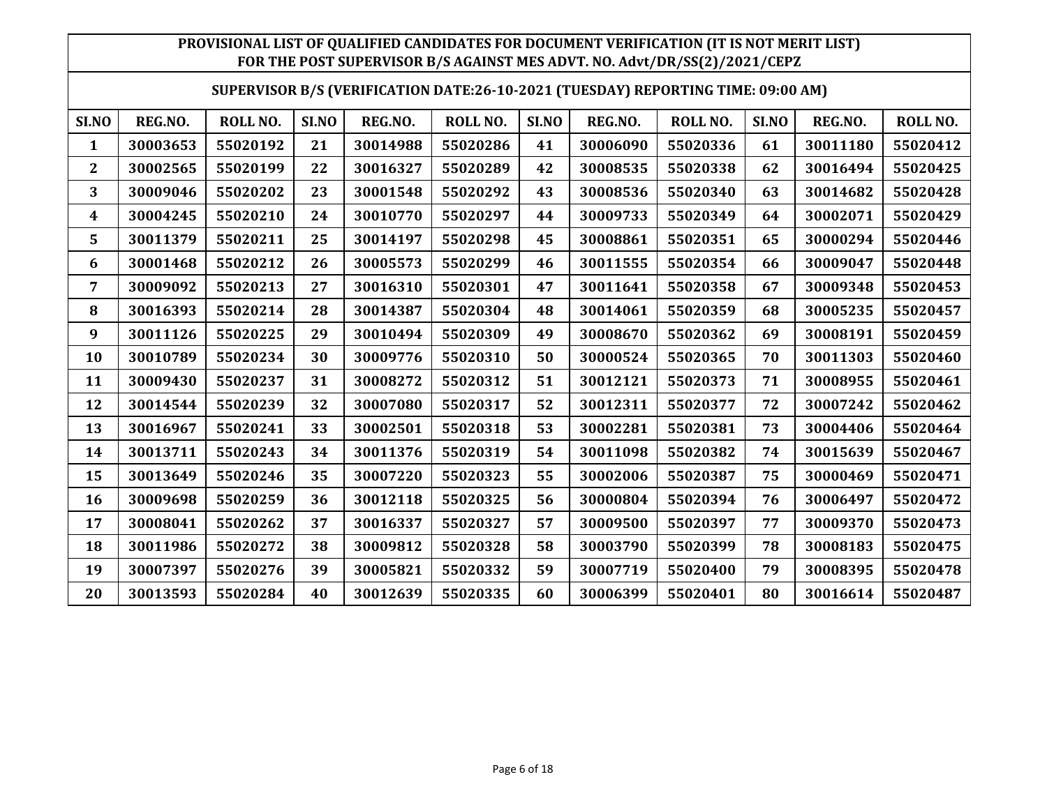**PROVISIONAL LIST OF QUALIFIED CANDIDATES FOR DOCUMENT VERIFICATION (IT IS NOT MERIT LIST) FOR THE POST SUPERVISOR B/S AGAINST MES ADVT. NO. Advt/DR/SS(2)/2021/CEPZ**

**SUPERVISOR B/S (VERIFICATION DATE:26-10-2021 (TUESDAY) REPORTING TIME: 09:00 AM)**

| SI.NO | REG.NO. | ROLL NO. | SI.NO | REG.NO. | ROLL NO. | SI.NO | REG.NO. | ROLL NO. | SI.NO | REG.NO. | ROLL NO. |
|---|---|---|---|---|---|---|---|---|---|---|---|
| 1 | 30003653 | 55020192 | 21 | 30014988 | 55020286 | 41 | 30006090 | 55020336 | 61 | 30011180 | 55020412 |
| 2 | 30002565 | 55020199 | 22 | 30016327 | 55020289 | 42 | 30008535 | 55020338 | 62 | 30016494 | 55020425 |
| 3 | 30009046 | 55020202 | 23 | 30001548 | 55020292 | 43 | 30008536 | 55020340 | 63 | 30014682 | 55020428 |
| 4 | 30004245 | 55020210 | 24 | 30010770 | 55020297 | 44 | 30009733 | 55020349 | 64 | 30002071 | 55020429 |
| 5 | 30011379 | 55020211 | 25 | 30014197 | 55020298 | 45 | 30008861 | 55020351 | 65 | 30000294 | 55020446 |
| 6 | 30001468 | 55020212 | 26 | 30005573 | 55020299 | 46 | 30011555 | 55020354 | 66 | 30009047 | 55020448 |
| 7 | 30009092 | 55020213 | 27 | 30016310 | 55020301 | 47 | 30011641 | 55020358 | 67 | 30009348 | 55020453 |
| 8 | 30016393 | 55020214 | 28 | 30014387 | 55020304 | 48 | 30014061 | 55020359 | 68 | 30005235 | 55020457 |
| 9 | 30011126 | 55020225 | 29 | 30010494 | 55020309 | 49 | 30008670 | 55020362 | 69 | 30008191 | 55020459 |
| 10 | 30010789 | 55020234 | 30 | 30009776 | 55020310 | 50 | 30000524 | 55020365 | 70 | 30011303 | 55020460 |
| 11 | 30009430 | 55020237 | 31 | 30008272 | 55020312 | 51 | 30012121 | 55020373 | 71 | 30008955 | 55020461 |
| 12 | 30014544 | 55020239 | 32 | 30007080 | 55020317 | 52 | 30012311 | 55020377 | 72 | 30007242 | 55020462 |
| 13 | 30016967 | 55020241 | 33 | 30002501 | 55020318 | 53 | 30002281 | 55020381 | 73 | 30004406 | 55020464 |
| 14 | 30013711 | 55020243 | 34 | 30011376 | 55020319 | 54 | 30011098 | 55020382 | 74 | 30015639 | 55020467 |
| 15 | 30013649 | 55020246 | 35 | 30007220 | 55020323 | 55 | 30002006 | 55020387 | 75 | 30000469 | 55020471 |
| 16 | 30009698 | 55020259 | 36 | 30012118 | 55020325 | 56 | 30000804 | 55020394 | 76 | 30006497 | 55020472 |
| 17 | 30008041 | 55020262 | 37 | 30016337 | 55020327 | 57 | 30009500 | 55020397 | 77 | 30009370 | 55020473 |
| 18 | 30011986 | 55020272 | 38 | 30009812 | 55020328 | 58 | 30003790 | 55020399 | 78 | 30008183 | 55020475 |
| 19 | 30007397 | 55020276 | 39 | 30005821 | 55020332 | 59 | 30007719 | 55020400 | 79 | 30008395 | 55020478 |
| 20 | 30013593 | 55020284 | 40 | 30012639 | 55020335 | 60 | 30006399 | 55020401 | 80 | 30016614 | 55020487 |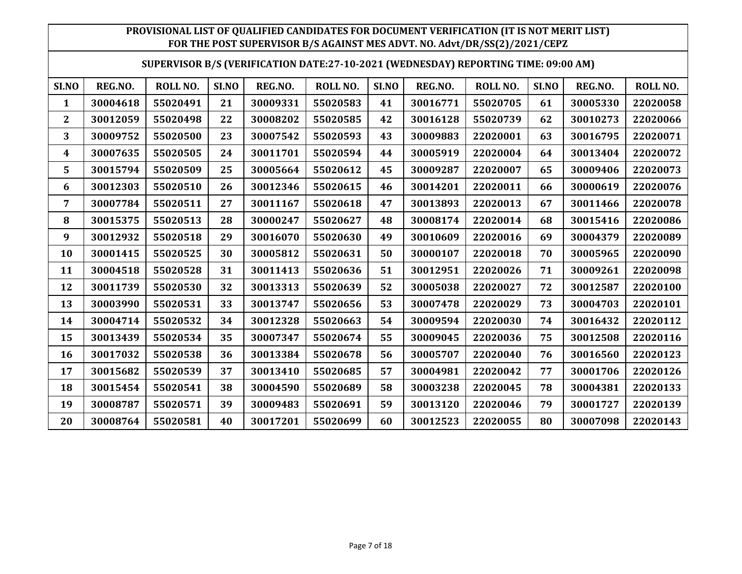**PROVISIONAL LIST OF QUALIFIED CANDIDATES FOR DOCUMENT VERIFICATION (IT IS NOT MERIT LIST)**
**FOR THE POST SUPERVISOR B/S AGAINST MES ADVT. NO. Advt/DR/SS(2)/2021/CEPZ**

**SUPERVISOR B/S (VERIFICATION DATE:27-10-2021 (WEDNESDAY) REPORTING TIME: 09:00 AM)**

| SI.NO | REG.NO. | ROLL NO. | SI.NO | REG.NO. | ROLL NO. | SI.NO | REG.NO. | ROLL NO. | SI.NO | REG.NO. | ROLL NO. |
|---|---|---|---|---|---|---|---|---|---|---|---|
| 1 | 30004618 | 55020491 | 21 | 30009331 | 55020583 | 41 | 30016771 | 55020705 | 61 | 30005330 | 22020058 |
| 2 | 30012059 | 55020498 | 22 | 30008202 | 55020585 | 42 | 30016128 | 55020739 | 62 | 30010273 | 22020066 |
| 3 | 30009752 | 55020500 | 23 | 30007542 | 55020593 | 43 | 30009883 | 22020001 | 63 | 30016795 | 22020071 |
| 4 | 30007635 | 55020505 | 24 | 30011701 | 55020594 | 44 | 30005919 | 22020004 | 64 | 30013404 | 22020072 |
| 5 | 30015794 | 55020509 | 25 | 30005664 | 55020612 | 45 | 30009287 | 22020007 | 65 | 30009406 | 22020073 |
| 6 | 30012303 | 55020510 | 26 | 30012346 | 55020615 | 46 | 30014201 | 22020011 | 66 | 30000619 | 22020076 |
| 7 | 30007784 | 55020511 | 27 | 30011167 | 55020618 | 47 | 30013893 | 22020013 | 67 | 30011466 | 22020078 |
| 8 | 30015375 | 55020513 | 28 | 30000247 | 55020627 | 48 | 30008174 | 22020014 | 68 | 30015416 | 22020086 |
| 9 | 30012932 | 55020518 | 29 | 30016070 | 55020630 | 49 | 30010609 | 22020016 | 69 | 30004379 | 22020089 |
| 10 | 30001415 | 55020525 | 30 | 30005812 | 55020631 | 50 | 30000107 | 22020018 | 70 | 30005965 | 22020090 |
| 11 | 30004518 | 55020528 | 31 | 30011413 | 55020636 | 51 | 30012951 | 22020026 | 71 | 30009261 | 22020098 |
| 12 | 30011739 | 55020530 | 32 | 30013313 | 55020639 | 52 | 30005038 | 22020027 | 72 | 30012587 | 22020100 |
| 13 | 30003990 | 55020531 | 33 | 30013747 | 55020656 | 53 | 30007478 | 22020029 | 73 | 30004703 | 22020101 |
| 14 | 30004714 | 55020532 | 34 | 30012328 | 55020663 | 54 | 30009594 | 22020030 | 74 | 30016432 | 22020112 |
| 15 | 30013439 | 55020534 | 35 | 30007347 | 55020674 | 55 | 30009045 | 22020036 | 75 | 30012508 | 22020116 |
| 16 | 30017032 | 55020538 | 36 | 30013384 | 55020678 | 56 | 30005707 | 22020040 | 76 | 30016560 | 22020123 |
| 17 | 30015682 | 55020539 | 37 | 30013410 | 55020685 | 57 | 30004981 | 22020042 | 77 | 30001706 | 22020126 |
| 18 | 30015454 | 55020541 | 38 | 30004590 | 55020689 | 58 | 30003238 | 22020045 | 78 | 30004381 | 22020133 |
| 19 | 30008787 | 55020571 | 39 | 30009483 | 55020691 | 59 | 30013120 | 22020046 | 79 | 30001727 | 22020139 |
| 20 | 30008764 | 55020581 | 40 | 30017201 | 55020699 | 60 | 30012523 | 22020055 | 80 | 30007098 | 22020143 |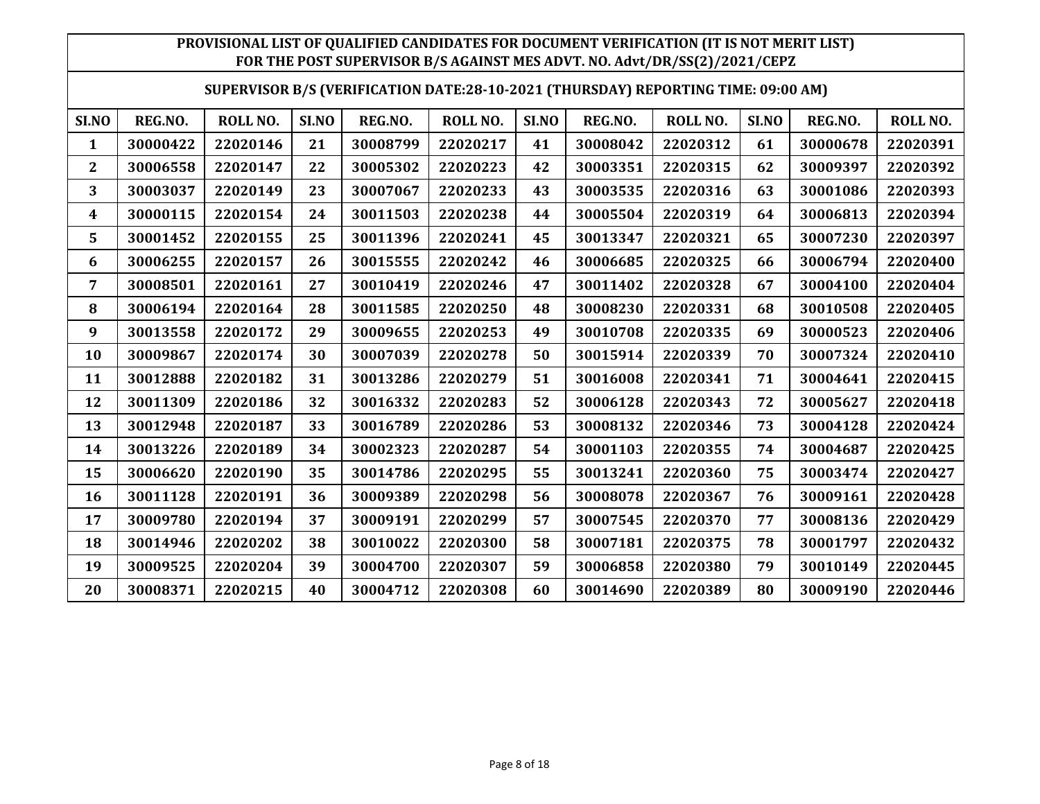**PROVISIONAL LIST OF QUALIFIED CANDIDATES FOR DOCUMENT VERIFICATION (IT IS NOT MERIT LIST) FOR THE POST SUPERVISOR B/S AGAINST MES ADVT. NO. Advt/DR/SS(2)/2021/CEPZ**

**SUPERVISOR B/S (VERIFICATION DATE:28-10-2021 (THURSDAY) REPORTING TIME: 09:00 AM)**

| SI.NO | REG.NO. | ROLL NO. | SI.NO | REG.NO. | ROLL NO. | SI.NO | REG.NO. | ROLL NO. | SI.NO | REG.NO. | ROLL NO. |
|---|---|---|---|---|---|---|---|---|---|---|---|
| 1 | 30000422 | 22020146 | 21 | 30008799 | 22020217 | 41 | 30008042 | 22020312 | 61 | 30000678 | 22020391 |
| 2 | 30006558 | 22020147 | 22 | 30005302 | 22020223 | 42 | 30003351 | 22020315 | 62 | 30009397 | 22020392 |
| 3 | 30003037 | 22020149 | 23 | 30007067 | 22020233 | 43 | 30003535 | 22020316 | 63 | 30001086 | 22020393 |
| 4 | 30000115 | 22020154 | 24 | 30011503 | 22020238 | 44 | 30005504 | 22020319 | 64 | 30006813 | 22020394 |
| 5 | 30001452 | 22020155 | 25 | 30011396 | 22020241 | 45 | 30013347 | 22020321 | 65 | 30007230 | 22020397 |
| 6 | 30006255 | 22020157 | 26 | 30015555 | 22020242 | 46 | 30006685 | 22020325 | 66 | 30006794 | 22020400 |
| 7 | 30008501 | 22020161 | 27 | 30010419 | 22020246 | 47 | 30011402 | 22020328 | 67 | 30004100 | 22020404 |
| 8 | 30006194 | 22020164 | 28 | 30011585 | 22020250 | 48 | 30008230 | 22020331 | 68 | 30010508 | 22020405 |
| 9 | 30013558 | 22020172 | 29 | 30009655 | 22020253 | 49 | 30010708 | 22020335 | 69 | 30000523 | 22020406 |
| 10 | 30009867 | 22020174 | 30 | 30007039 | 22020278 | 50 | 30015914 | 22020339 | 70 | 30007324 | 22020410 |
| 11 | 30012888 | 22020182 | 31 | 30013286 | 22020279 | 51 | 30016008 | 22020341 | 71 | 30004641 | 22020415 |
| 12 | 30011309 | 22020186 | 32 | 30016332 | 22020283 | 52 | 30006128 | 22020343 | 72 | 30005627 | 22020418 |
| 13 | 30012948 | 22020187 | 33 | 30016789 | 22020286 | 53 | 30008132 | 22020346 | 73 | 30004128 | 22020424 |
| 14 | 30013226 | 22020189 | 34 | 30002323 | 22020287 | 54 | 30001103 | 22020355 | 74 | 30004687 | 22020425 |
| 15 | 30006620 | 22020190 | 35 | 30014786 | 22020295 | 55 | 30013241 | 22020360 | 75 | 30003474 | 22020427 |
| 16 | 30011128 | 22020191 | 36 | 30009389 | 22020298 | 56 | 30008078 | 22020367 | 76 | 30009161 | 22020428 |
| 17 | 30009780 | 22020194 | 37 | 30009191 | 22020299 | 57 | 30007545 | 22020370 | 77 | 30008136 | 22020429 |
| 18 | 30014946 | 22020202 | 38 | 30010022 | 22020300 | 58 | 30007181 | 22020375 | 78 | 30001797 | 22020432 |
| 19 | 30009525 | 22020204 | 39 | 30004700 | 22020307 | 59 | 30006858 | 22020380 | 79 | 30010149 | 22020445 |
| 20 | 30008371 | 22020215 | 40 | 30004712 | 22020308 | 60 | 30014690 | 22020389 | 80 | 30009190 | 22020446 |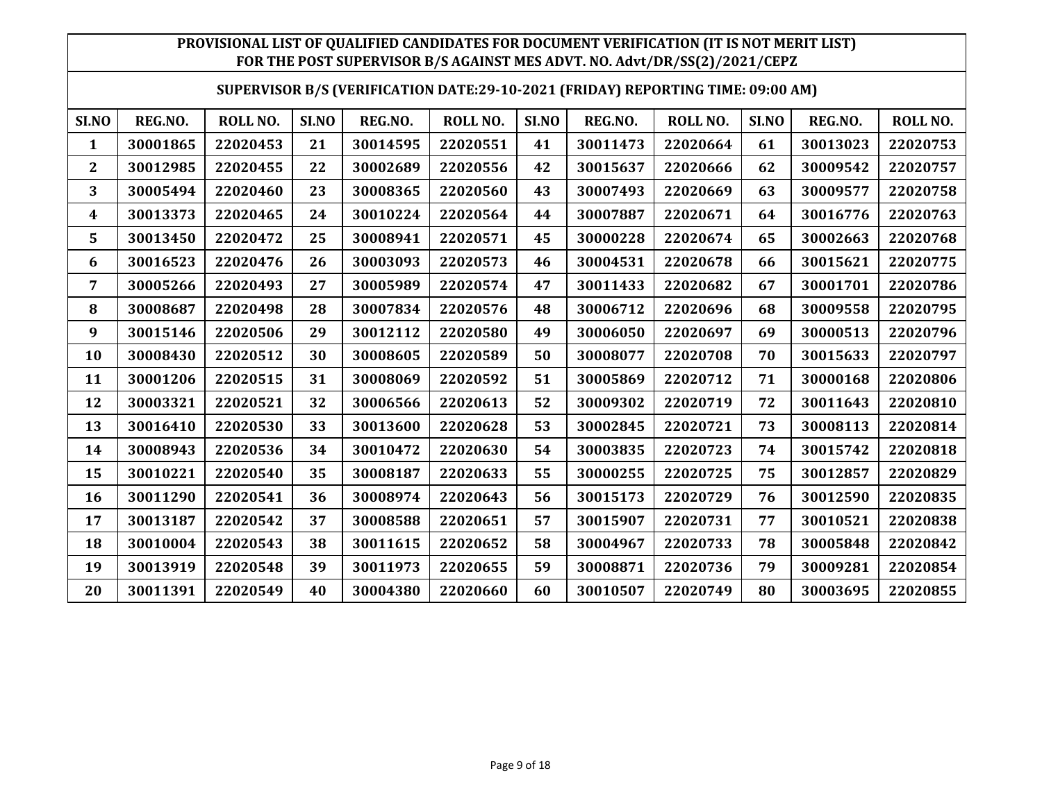**PROVISIONAL LIST OF QUALIFIED CANDIDATES FOR DOCUMENT VERIFICATION (IT IS NOT MERIT LIST)**
**FOR THE POST SUPERVISOR B/S AGAINST MES ADVT. NO. Advt/DR/SS(2)/2021/CEPZ**

**SUPERVISOR B/S (VERIFICATION DATE:29-10-2021 (FRIDAY) REPORTING TIME: 09:00 AM)**

| SI.NO | REG.NO. | ROLL NO. | SI.NO | REG.NO. | ROLL NO. | SI.NO | REG.NO. | ROLL NO. | SI.NO | REG.NO. | ROLL NO. |
|---|---|---|---|---|---|---|---|---|---|---|---|
| 1 | 30001865 | 22020453 | 21 | 30014595 | 22020551 | 41 | 30011473 | 22020664 | 61 | 30013023 | 22020753 |
| 2 | 30012985 | 22020455 | 22 | 30002689 | 22020556 | 42 | 30015637 | 22020666 | 62 | 30009542 | 22020757 |
| 3 | 30005494 | 22020460 | 23 | 30008365 | 22020560 | 43 | 30007493 | 22020669 | 63 | 30009577 | 22020758 |
| 4 | 30013373 | 22020465 | 24 | 30010224 | 22020564 | 44 | 30007887 | 22020671 | 64 | 30016776 | 22020763 |
| 5 | 30013450 | 22020472 | 25 | 30008941 | 22020571 | 45 | 30000228 | 22020674 | 65 | 30002663 | 22020768 |
| 6 | 30016523 | 22020476 | 26 | 30003093 | 22020573 | 46 | 30004531 | 22020678 | 66 | 30015621 | 22020775 |
| 7 | 30005266 | 22020493 | 27 | 30005989 | 22020574 | 47 | 30011433 | 22020682 | 67 | 30001701 | 22020786 |
| 8 | 30008687 | 22020498 | 28 | 30007834 | 22020576 | 48 | 30006712 | 22020696 | 68 | 30009558 | 22020795 |
| 9 | 30015146 | 22020506 | 29 | 30012112 | 22020580 | 49 | 30006050 | 22020697 | 69 | 30000513 | 22020796 |
| 10 | 30008430 | 22020512 | 30 | 30008605 | 22020589 | 50 | 30008077 | 22020708 | 70 | 30015633 | 22020797 |
| 11 | 30001206 | 22020515 | 31 | 30008069 | 22020592 | 51 | 30005869 | 22020712 | 71 | 30000168 | 22020806 |
| 12 | 30003321 | 22020521 | 32 | 30006566 | 22020613 | 52 | 30009302 | 22020719 | 72 | 30011643 | 22020810 |
| 13 | 30016410 | 22020530 | 33 | 30013600 | 22020628 | 53 | 30002845 | 22020721 | 73 | 30008113 | 22020814 |
| 14 | 30008943 | 22020536 | 34 | 30010472 | 22020630 | 54 | 30003835 | 22020723 | 74 | 30015742 | 22020818 |
| 15 | 30010221 | 22020540 | 35 | 30008187 | 22020633 | 55 | 30000255 | 22020725 | 75 | 30012857 | 22020829 |
| 16 | 30011290 | 22020541 | 36 | 30008974 | 22020643 | 56 | 30015173 | 22020729 | 76 | 30012590 | 22020835 |
| 17 | 30013187 | 22020542 | 37 | 30008588 | 22020651 | 57 | 30015907 | 22020731 | 77 | 30010521 | 22020838 |
| 18 | 30010004 | 22020543 | 38 | 30011615 | 22020652 | 58 | 30004967 | 22020733 | 78 | 30005848 | 22020842 |
| 19 | 30013919 | 22020548 | 39 | 30011973 | 22020655 | 59 | 30008871 | 22020736 | 79 | 30009281 | 22020854 |
| 20 | 30011391 | 22020549 | 40 | 30004380 | 22020660 | 60 | 30010507 | 22020749 | 80 | 30003695 | 22020855 |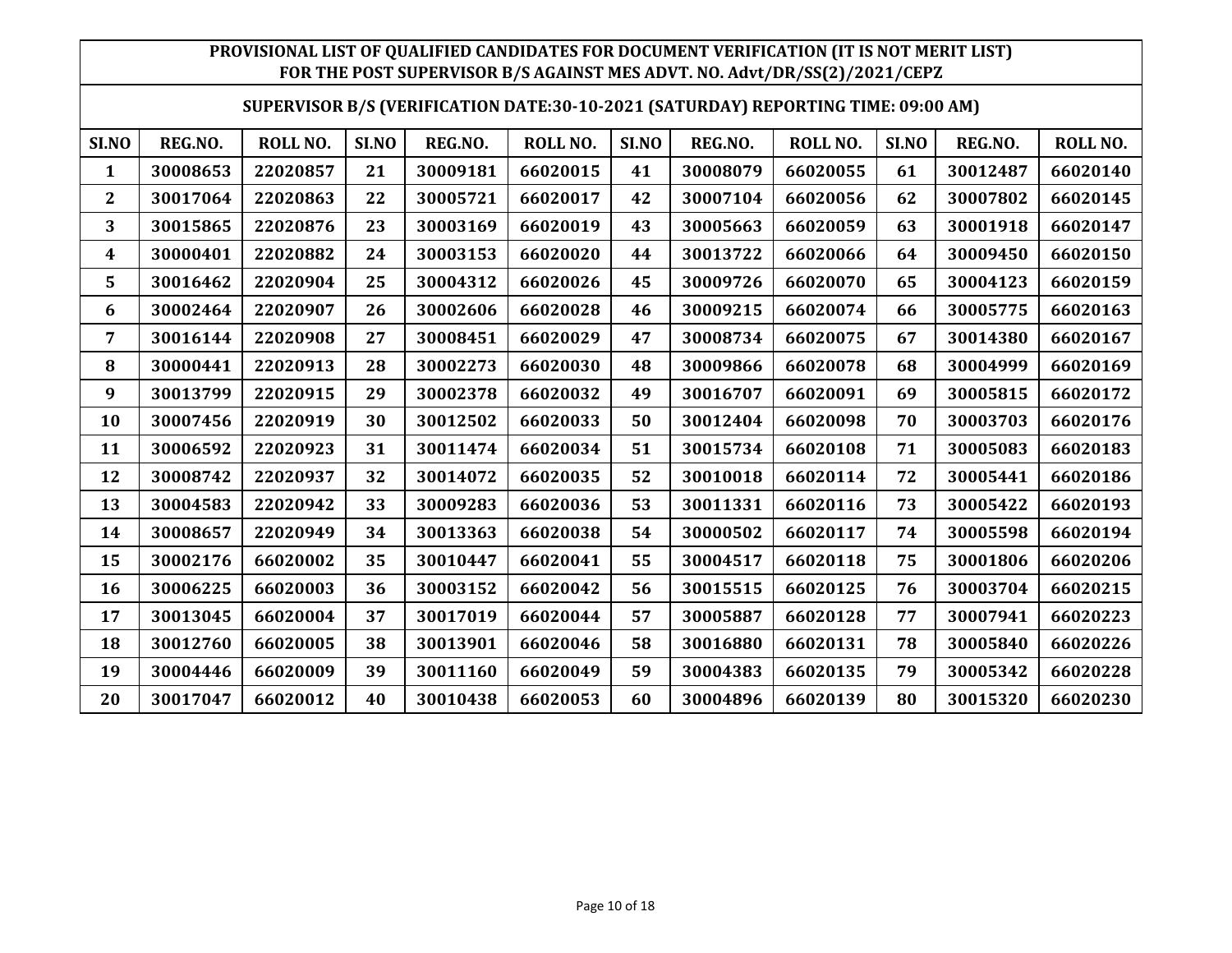**PROVISIONAL LIST OF QUALIFIED CANDIDATES FOR DOCUMENT VERIFICATION (IT IS NOT MERIT LIST)**
**FOR THE POST SUPERVISOR B/S AGAINST MES ADVT. NO. Advt/DR/SS(2)/2021/CEPZ**

**SUPERVISOR B/S (VERIFICATION DATE:30-10-2021 (SATURDAY) REPORTING TIME: 09:00 AM)**

| SI.NO | REG.NO. | ROLL NO. | SI.NO | REG.NO. | ROLL NO. | SI.NO | REG.NO. | ROLL NO. | SI.NO | REG.NO. | ROLL NO. |
|---|---|---|---|---|---|---|---|---|---|---|---|
| 1 | 30008653 | 22020857 | 21 | 30009181 | 66020015 | 41 | 30008079 | 66020055 | 61 | 30012487 | 66020140 |
| 2 | 30017064 | 22020863 | 22 | 30005721 | 66020017 | 42 | 30007104 | 66020056 | 62 | 30007802 | 66020145 |
| 3 | 30015865 | 22020876 | 23 | 30003169 | 66020019 | 43 | 30005663 | 66020059 | 63 | 30001918 | 66020147 |
| 4 | 30000401 | 22020882 | 24 | 30003153 | 66020020 | 44 | 30013722 | 66020066 | 64 | 30009450 | 66020150 |
| 5 | 30016462 | 22020904 | 25 | 30004312 | 66020026 | 45 | 30009726 | 66020070 | 65 | 30004123 | 66020159 |
| 6 | 30002464 | 22020907 | 26 | 30002606 | 66020028 | 46 | 30009215 | 66020074 | 66 | 30005775 | 66020163 |
| 7 | 30016144 | 22020908 | 27 | 30008451 | 66020029 | 47 | 30008734 | 66020075 | 67 | 30014380 | 66020167 |
| 8 | 30000441 | 22020913 | 28 | 30002273 | 66020030 | 48 | 30009866 | 66020078 | 68 | 30004999 | 66020169 |
| 9 | 30013799 | 22020915 | 29 | 30002378 | 66020032 | 49 | 30016707 | 66020091 | 69 | 30005815 | 66020172 |
| 10 | 30007456 | 22020919 | 30 | 30012502 | 66020033 | 50 | 30012404 | 66020098 | 70 | 30003703 | 66020176 |
| 11 | 30006592 | 22020923 | 31 | 30011474 | 66020034 | 51 | 30015734 | 66020108 | 71 | 30005083 | 66020183 |
| 12 | 30008742 | 22020937 | 32 | 30014072 | 66020035 | 52 | 30010018 | 66020114 | 72 | 30005441 | 66020186 |
| 13 | 30004583 | 22020942 | 33 | 30009283 | 66020036 | 53 | 30011331 | 66020116 | 73 | 30005422 | 66020193 |
| 14 | 30008657 | 22020949 | 34 | 30013363 | 66020038 | 54 | 30000502 | 66020117 | 74 | 30005598 | 66020194 |
| 15 | 30002176 | 66020002 | 35 | 30010447 | 66020041 | 55 | 30004517 | 66020118 | 75 | 30001806 | 66020206 |
| 16 | 30006225 | 66020003 | 36 | 30003152 | 66020042 | 56 | 30015515 | 66020125 | 76 | 30003704 | 66020215 |
| 17 | 30013045 | 66020004 | 37 | 30017019 | 66020044 | 57 | 30005887 | 66020128 | 77 | 30007941 | 66020223 |
| 18 | 30012760 | 66020005 | 38 | 30013901 | 66020046 | 58 | 30016880 | 66020131 | 78 | 30005840 | 66020226 |
| 19 | 30004446 | 66020009 | 39 | 30011160 | 66020049 | 59 | 30004383 | 66020135 | 79 | 30005342 | 66020228 |
| 20 | 30017047 | 66020012 | 40 | 30010438 | 66020053 | 60 | 30004896 | 66020139 | 80 | 30015320 | 66020230 |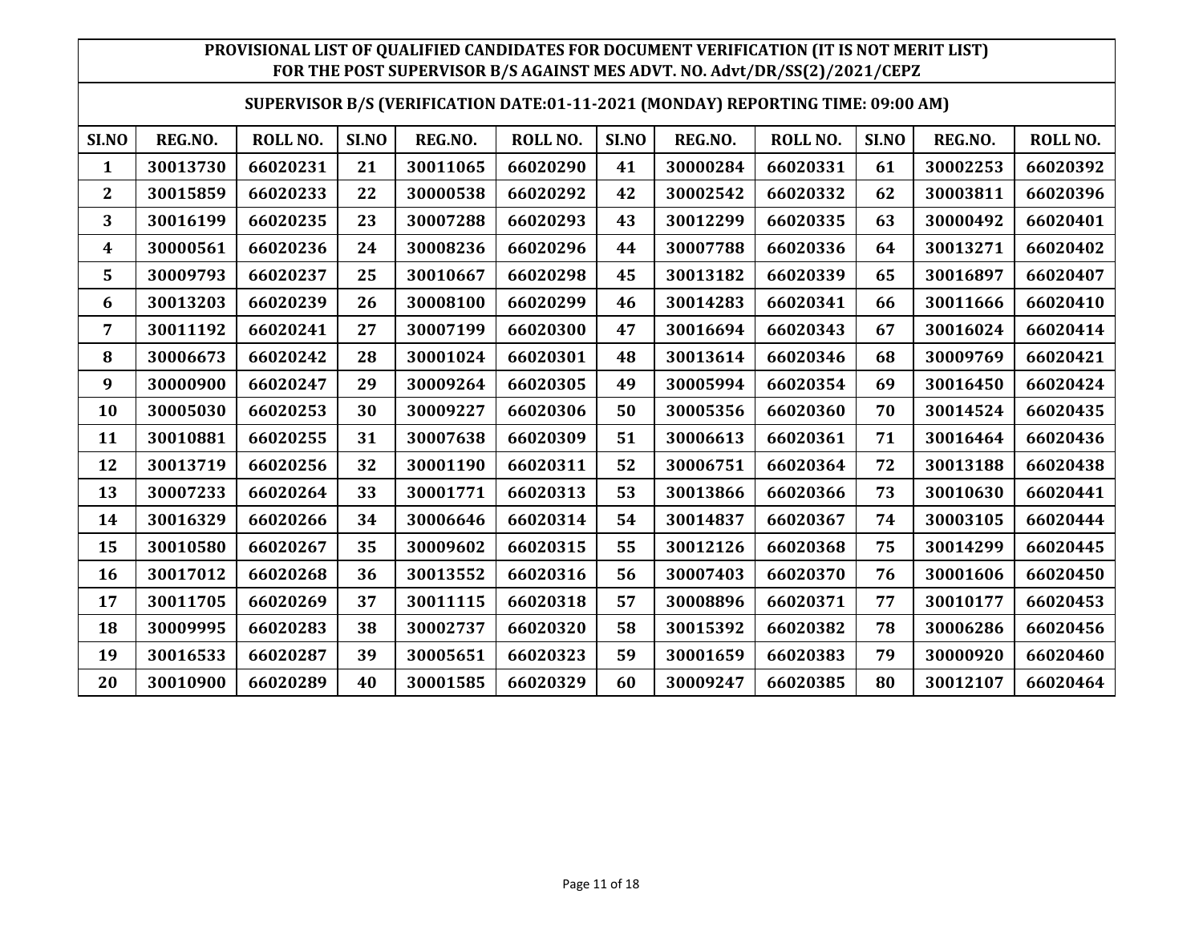**PROVISIONAL LIST OF QUALIFIED CANDIDATES FOR DOCUMENT VERIFICATION (IT IS NOT MERIT LIST) FOR THE POST SUPERVISOR B/S AGAINST MES ADVT. NO. Advt/DR/SS(2)/2021/CEPZ**

**SUPERVISOR B/S (VERIFICATION DATE:01-11-2021 (MONDAY) REPORTING TIME: 09:00 AM)**

| SI.NO | REG.NO. | ROLL NO. | SI.NO | REG.NO. | ROLL NO. | SI.NO | REG.NO. | ROLL NO. | SI.NO | REG.NO. | ROLL NO. |
|---|---|---|---|---|---|---|---|---|---|---|---|
| 1 | 30013730 | 66020231 | 21 | 30011065 | 66020290 | 41 | 30000284 | 66020331 | 61 | 30002253 | 66020392 |
| 2 | 30015859 | 66020233 | 22 | 30000538 | 66020292 | 42 | 30002542 | 66020332 | 62 | 30003811 | 66020396 |
| 3 | 30016199 | 66020235 | 23 | 30007288 | 66020293 | 43 | 30012299 | 66020335 | 63 | 30000492 | 66020401 |
| 4 | 30000561 | 66020236 | 24 | 30008236 | 66020296 | 44 | 30007788 | 66020336 | 64 | 30013271 | 66020402 |
| 5 | 30009793 | 66020237 | 25 | 30010667 | 66020298 | 45 | 30013182 | 66020339 | 65 | 30016897 | 66020407 |
| 6 | 30013203 | 66020239 | 26 | 30008100 | 66020299 | 46 | 30014283 | 66020341 | 66 | 30011666 | 66020410 |
| 7 | 30011192 | 66020241 | 27 | 30007199 | 66020300 | 47 | 30016694 | 66020343 | 67 | 30016024 | 66020414 |
| 8 | 30006673 | 66020242 | 28 | 30001024 | 66020301 | 48 | 30013614 | 66020346 | 68 | 30009769 | 66020421 |
| 9 | 30000900 | 66020247 | 29 | 30009264 | 66020305 | 49 | 30005994 | 66020354 | 69 | 30016450 | 66020424 |
| 10 | 30005030 | 66020253 | 30 | 30009227 | 66020306 | 50 | 30005356 | 66020360 | 70 | 30014524 | 66020435 |
| 11 | 30010881 | 66020255 | 31 | 30007638 | 66020309 | 51 | 30006613 | 66020361 | 71 | 30016464 | 66020436 |
| 12 | 30013719 | 66020256 | 32 | 30001190 | 66020311 | 52 | 30006751 | 66020364 | 72 | 30013188 | 66020438 |
| 13 | 30007233 | 66020264 | 33 | 30001771 | 66020313 | 53 | 30013866 | 66020366 | 73 | 30010630 | 66020441 |
| 14 | 30016329 | 66020266 | 34 | 30006646 | 66020314 | 54 | 30014837 | 66020367 | 74 | 30003105 | 66020444 |
| 15 | 30010580 | 66020267 | 35 | 30009602 | 66020315 | 55 | 30012126 | 66020368 | 75 | 30014299 | 66020445 |
| 16 | 30017012 | 66020268 | 36 | 30013552 | 66020316 | 56 | 30007403 | 66020370 | 76 | 30001606 | 66020450 |
| 17 | 30011705 | 66020269 | 37 | 30011115 | 66020318 | 57 | 30008896 | 66020371 | 77 | 30010177 | 66020453 |
| 18 | 30009995 | 66020283 | 38 | 30002737 | 66020320 | 58 | 30015392 | 66020382 | 78 | 30006286 | 66020456 |
| 19 | 30016533 | 66020287 | 39 | 30005651 | 66020323 | 59 | 30001659 | 66020383 | 79 | 30000920 | 66020460 |
| 20 | 30010900 | 66020289 | 40 | 30001585 | 66020329 | 60 | 30009247 | 66020385 | 80 | 30012107 | 66020464 |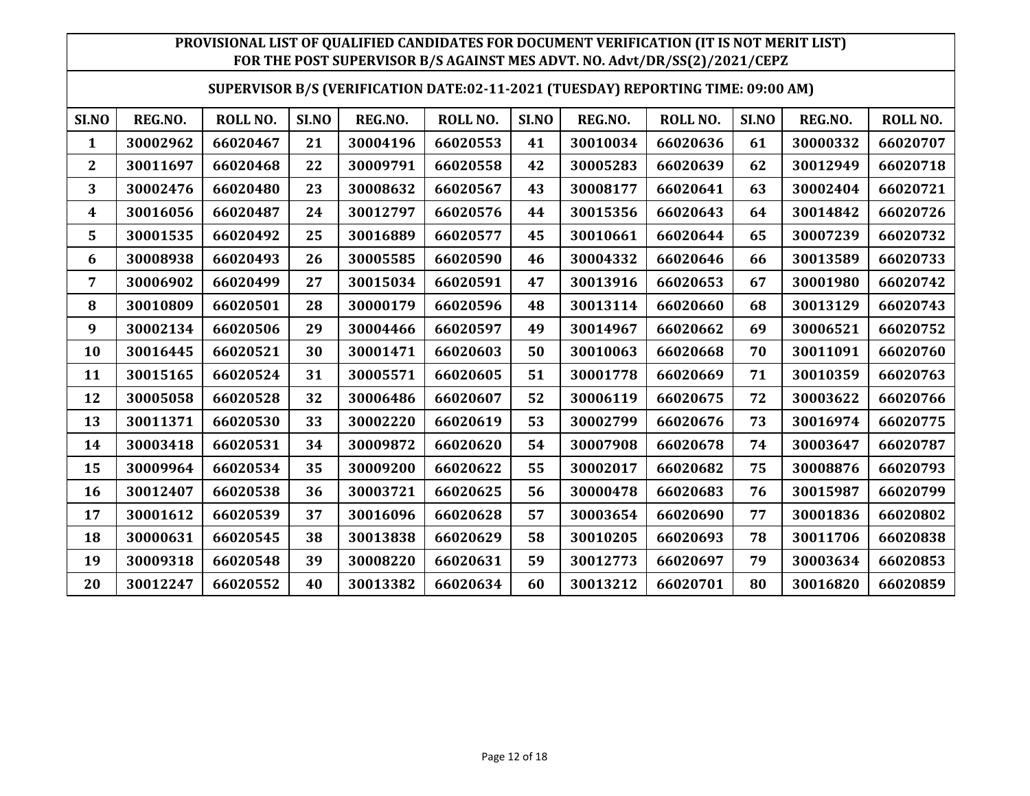**PROVISIONAL LIST OF QUALIFIED CANDIDATES FOR DOCUMENT VERIFICATION (IT IS NOT MERIT LIST) FOR THE POST SUPERVISOR B/S AGAINST MES ADVT. NO. Advt/DR/SS(2)/2021/CEPZ**

**SUPERVISOR B/S (VERIFICATION DATE:02-11-2021 (TUESDAY) REPORTING TIME: 09:00 AM)**

| SI.NO | REG.NO. | ROLL NO. | SI.NO | REG.NO. | ROLL NO. | SI.NO | REG.NO. | ROLL NO. | SI.NO | REG.NO. | ROLL NO. |
|---|---|---|---|---|---|---|---|---|---|---|---|
| 1 | 30002962 | 66020467 | 21 | 30004196 | 66020553 | 41 | 30010034 | 66020636 | 61 | 30000332 | 66020707 |
| 2 | 30011697 | 66020468 | 22 | 30009791 | 66020558 | 42 | 30005283 | 66020639 | 62 | 30012949 | 66020718 |
| 3 | 30002476 | 66020480 | 23 | 30008632 | 66020567 | 43 | 30008177 | 66020641 | 63 | 30002404 | 66020721 |
| 4 | 30016056 | 66020487 | 24 | 30012797 | 66020576 | 44 | 30015356 | 66020643 | 64 | 30014842 | 66020726 |
| 5 | 30001535 | 66020492 | 25 | 30016889 | 66020577 | 45 | 30010661 | 66020644 | 65 | 30007239 | 66020732 |
| 6 | 30008938 | 66020493 | 26 | 30005585 | 66020590 | 46 | 30004332 | 66020646 | 66 | 30013589 | 66020733 |
| 7 | 30006902 | 66020499 | 27 | 30015034 | 66020591 | 47 | 30013916 | 66020653 | 67 | 30001980 | 66020742 |
| 8 | 30010809 | 66020501 | 28 | 30000179 | 66020596 | 48 | 30013114 | 66020660 | 68 | 30013129 | 66020743 |
| 9 | 30002134 | 66020506 | 29 | 30004466 | 66020597 | 49 | 30014967 | 66020662 | 69 | 30006521 | 66020752 |
| 10 | 30016445 | 66020521 | 30 | 30001471 | 66020603 | 50 | 30010063 | 66020668 | 70 | 30011091 | 66020760 |
| 11 | 30015165 | 66020524 | 31 | 30005571 | 66020605 | 51 | 30001778 | 66020669 | 71 | 30010359 | 66020763 |
| 12 | 30005058 | 66020528 | 32 | 30006486 | 66020607 | 52 | 30006119 | 66020675 | 72 | 30003622 | 66020766 |
| 13 | 30011371 | 66020530 | 33 | 30002220 | 66020619 | 53 | 30002799 | 66020676 | 73 | 30016974 | 66020775 |
| 14 | 30003418 | 66020531 | 34 | 30009872 | 66020620 | 54 | 30007908 | 66020678 | 74 | 30003647 | 66020787 |
| 15 | 30009964 | 66020534 | 35 | 30009200 | 66020622 | 55 | 30002017 | 66020682 | 75 | 30008876 | 66020793 |
| 16 | 30012407 | 66020538 | 36 | 30003721 | 66020625 | 56 | 30000478 | 66020683 | 76 | 30015987 | 66020799 |
| 17 | 30001612 | 66020539 | 37 | 30016096 | 66020628 | 57 | 30003654 | 66020690 | 77 | 30001836 | 66020802 |
| 18 | 30000631 | 66020545 | 38 | 30013838 | 66020629 | 58 | 30010205 | 66020693 | 78 | 30011706 | 66020838 |
| 19 | 30009318 | 66020548 | 39 | 30008220 | 66020631 | 59 | 30012773 | 66020697 | 79 | 30003634 | 66020853 |
| 20 | 30012247 | 66020552 | 40 | 30013382 | 66020634 | 60 | 30013212 | 66020701 | 80 | 30016820 | 66020859 |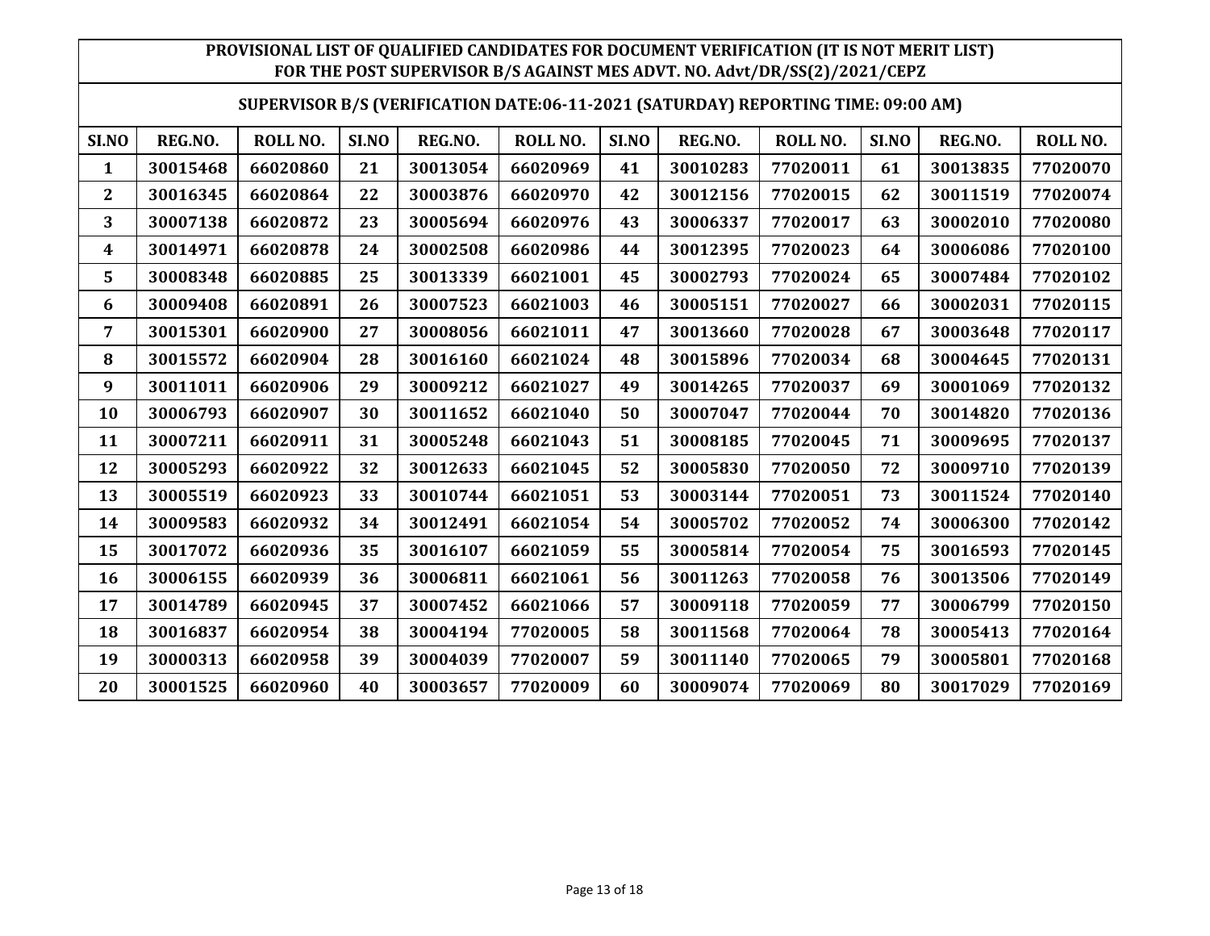**PROVISIONAL LIST OF QUALIFIED CANDIDATES FOR DOCUMENT VERIFICATION (IT IS NOT MERIT LIST)**
**FOR THE POST SUPERVISOR B/S AGAINST MES ADVT. NO. Advt/DR/SS(2)/2021/CEPZ**

**SUPERVISOR B/S (VERIFICATION DATE:06-11-2021 (SATURDAY) REPORTING TIME: 09:00 AM)**

| SI.NO | REG.NO. | ROLL NO. | SI.NO | REG.NO. | ROLL NO. | SI.NO | REG.NO. | ROLL NO. | SI.NO | REG.NO. | ROLL NO. |
|---|---|---|---|---|---|---|---|---|---|---|---|
| 1 | 30015468 | 66020860 | 21 | 30013054 | 66020969 | 41 | 30010283 | 77020011 | 61 | 30013835 | 77020070 |
| 2 | 30016345 | 66020864 | 22 | 30003876 | 66020970 | 42 | 30012156 | 77020015 | 62 | 30011519 | 77020074 |
| 3 | 30007138 | 66020872 | 23 | 30005694 | 66020976 | 43 | 30006337 | 77020017 | 63 | 30002010 | 77020080 |
| 4 | 30014971 | 66020878 | 24 | 30002508 | 66020986 | 44 | 30012395 | 77020023 | 64 | 30006086 | 77020100 |
| 5 | 30008348 | 66020885 | 25 | 30013339 | 66021001 | 45 | 30002793 | 77020024 | 65 | 30007484 | 77020102 |
| 6 | 30009408 | 66020891 | 26 | 30007523 | 66021003 | 46 | 30005151 | 77020027 | 66 | 30002031 | 77020115 |
| 7 | 30015301 | 66020900 | 27 | 30008056 | 66021011 | 47 | 30013660 | 77020028 | 67 | 30003648 | 77020117 |
| 8 | 30015572 | 66020904 | 28 | 30016160 | 66021024 | 48 | 30015896 | 77020034 | 68 | 30004645 | 77020131 |
| 9 | 30011011 | 66020906 | 29 | 30009212 | 66021027 | 49 | 30014265 | 77020037 | 69 | 30001069 | 77020132 |
| 10 | 30006793 | 66020907 | 30 | 30011652 | 66021040 | 50 | 30007047 | 77020044 | 70 | 30014820 | 77020136 |
| 11 | 30007211 | 66020911 | 31 | 30005248 | 66021043 | 51 | 30008185 | 77020045 | 71 | 30009695 | 77020137 |
| 12 | 30005293 | 66020922 | 32 | 30012633 | 66021045 | 52 | 30005830 | 77020050 | 72 | 30009710 | 77020139 |
| 13 | 30005519 | 66020923 | 33 | 30010744 | 66021051 | 53 | 30003144 | 77020051 | 73 | 30011524 | 77020140 |
| 14 | 30009583 | 66020932 | 34 | 30012491 | 66021054 | 54 | 30005702 | 77020052 | 74 | 30006300 | 77020142 |
| 15 | 30017072 | 66020936 | 35 | 30016107 | 66021059 | 55 | 30005814 | 77020054 | 75 | 30016593 | 77020145 |
| 16 | 30006155 | 66020939 | 36 | 30006811 | 66021061 | 56 | 30011263 | 77020058 | 76 | 30013506 | 77020149 |
| 17 | 30014789 | 66020945 | 37 | 30007452 | 66021066 | 57 | 30009118 | 77020059 | 77 | 30006799 | 77020150 |
| 18 | 30016837 | 66020954 | 38 | 30004194 | 77020005 | 58 | 30011568 | 77020064 | 78 | 30005413 | 77020164 |
| 19 | 30000313 | 66020958 | 39 | 30004039 | 77020007 | 59 | 30011140 | 77020065 | 79 | 30005801 | 77020168 |
| 20 | 30001525 | 66020960 | 40 | 30003657 | 77020009 | 60 | 30009074 | 77020069 | 80 | 30017029 | 77020169 |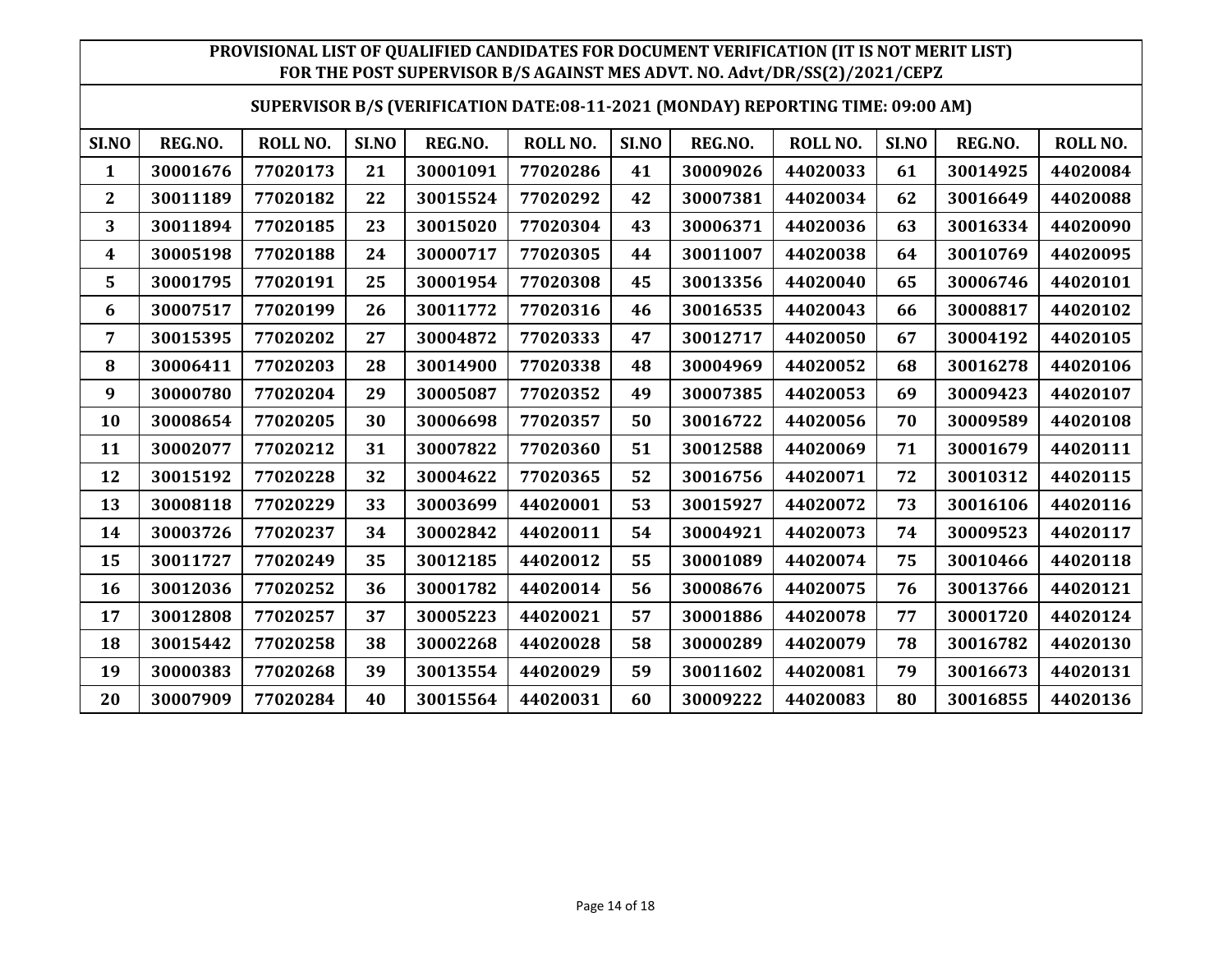**PROVISIONAL LIST OF QUALIFIED CANDIDATES FOR DOCUMENT VERIFICATION (IT IS NOT MERIT LIST) FOR THE POST SUPERVISOR B/S AGAINST MES ADVT. NO. Advt/DR/SS(2)/2021/CEPZ**

**SUPERVISOR B/S (VERIFICATION DATE:08-11-2021 (MONDAY) REPORTING TIME: 09:00 AM)**

| SI.NO | REG.NO. | ROLL NO. | SI.NO | REG.NO. | ROLL NO. | SI.NO | REG.NO. | ROLL NO. | SI.NO | REG.NO. | ROLL NO. |
|---|---|---|---|---|---|---|---|---|---|---|---|
| 1 | 30001676 | 77020173 | 21 | 30001091 | 77020286 | 41 | 30009026 | 44020033 | 61 | 30014925 | 44020084 |
| 2 | 30011189 | 77020182 | 22 | 30015524 | 77020292 | 42 | 30007381 | 44020034 | 62 | 30016649 | 44020088 |
| 3 | 30011894 | 77020185 | 23 | 30015020 | 77020304 | 43 | 30006371 | 44020036 | 63 | 30016334 | 44020090 |
| 4 | 30005198 | 77020188 | 24 | 30000717 | 77020305 | 44 | 30011007 | 44020038 | 64 | 30010769 | 44020095 |
| 5 | 30001795 | 77020191 | 25 | 30001954 | 77020308 | 45 | 30013356 | 44020040 | 65 | 30006746 | 44020101 |
| 6 | 30007517 | 77020199 | 26 | 30011772 | 77020316 | 46 | 30016535 | 44020043 | 66 | 30008817 | 44020102 |
| 7 | 30015395 | 77020202 | 27 | 30004872 | 77020333 | 47 | 30012717 | 44020050 | 67 | 30004192 | 44020105 |
| 8 | 30006411 | 77020203 | 28 | 30014900 | 77020338 | 48 | 30004969 | 44020052 | 68 | 30016278 | 44020106 |
| 9 | 30000780 | 77020204 | 29 | 30005087 | 77020352 | 49 | 30007385 | 44020053 | 69 | 30009423 | 44020107 |
| 10 | 30008654 | 77020205 | 30 | 30006698 | 77020357 | 50 | 30016722 | 44020056 | 70 | 30009589 | 44020108 |
| 11 | 30002077 | 77020212 | 31 | 30007822 | 77020360 | 51 | 30012588 | 44020069 | 71 | 30001679 | 44020111 |
| 12 | 30015192 | 77020228 | 32 | 30004622 | 77020365 | 52 | 30016756 | 44020071 | 72 | 30010312 | 44020115 |
| 13 | 30008118 | 77020229 | 33 | 30003699 | 44020001 | 53 | 30015927 | 44020072 | 73 | 30016106 | 44020116 |
| 14 | 30003726 | 77020237 | 34 | 30002842 | 44020011 | 54 | 30004921 | 44020073 | 74 | 30009523 | 44020117 |
| 15 | 30011727 | 77020249 | 35 | 30012185 | 44020012 | 55 | 30001089 | 44020074 | 75 | 30010466 | 44020118 |
| 16 | 30012036 | 77020252 | 36 | 30001782 | 44020014 | 56 | 30008676 | 44020075 | 76 | 30013766 | 44020121 |
| 17 | 30012808 | 77020257 | 37 | 30005223 | 44020021 | 57 | 30001886 | 44020078 | 77 | 30001720 | 44020124 |
| 18 | 30015442 | 77020258 | 38 | 30002268 | 44020028 | 58 | 30000289 | 44020079 | 78 | 30016782 | 44020130 |
| 19 | 30000383 | 77020268 | 39 | 30013554 | 44020029 | 59 | 30011602 | 44020081 | 79 | 30016673 | 44020131 |
| 20 | 30007909 | 77020284 | 40 | 30015564 | 44020031 | 60 | 30009222 | 44020083 | 80 | 30016855 | 44020136 |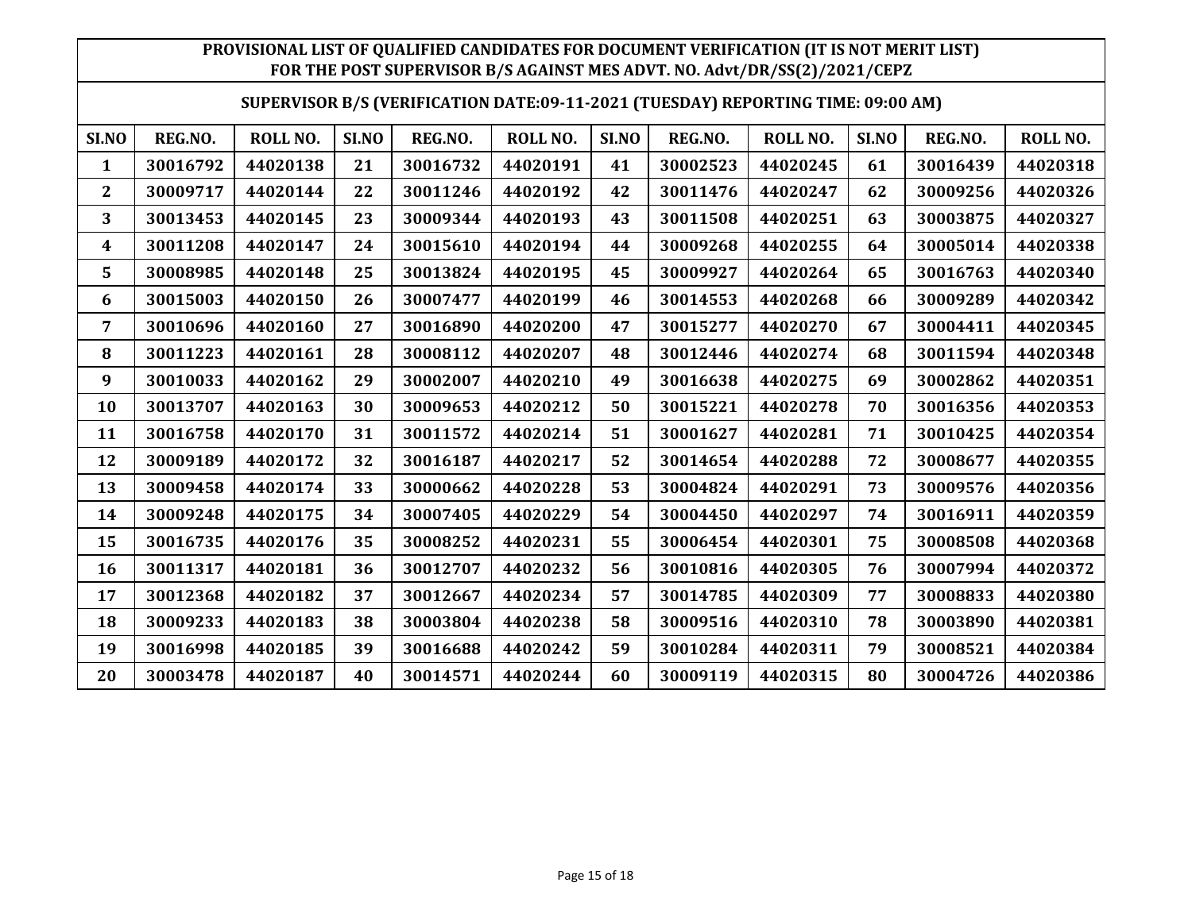**PROVISIONAL LIST OF QUALIFIED CANDIDATES FOR DOCUMENT VERIFICATION (IT IS NOT MERIT LIST) FOR THE POST SUPERVISOR B/S AGAINST MES ADVT. NO. Advt/DR/SS(2)/2021/CEPZ**

**SUPERVISOR B/S (VERIFICATION DATE:09-11-2021 (TUESDAY) REPORTING TIME: 09:00 AM)**

| SI.NO | REG.NO. | ROLL NO. | SI.NO | REG.NO. | ROLL NO. | SI.NO | REG.NO. | ROLL NO. | SI.NO | REG.NO. | ROLL NO. |
|---|---|---|---|---|---|---|---|---|---|---|---|
| 1 | 30016792 | 44020138 | 21 | 30016732 | 44020191 | 41 | 30002523 | 44020245 | 61 | 30016439 | 44020318 |
| 2 | 30009717 | 44020144 | 22 | 30011246 | 44020192 | 42 | 30011476 | 44020247 | 62 | 30009256 | 44020326 |
| 3 | 30013453 | 44020145 | 23 | 30009344 | 44020193 | 43 | 30011508 | 44020251 | 63 | 30003875 | 44020327 |
| 4 | 30011208 | 44020147 | 24 | 30015610 | 44020194 | 44 | 30009268 | 44020255 | 64 | 30005014 | 44020338 |
| 5 | 30008985 | 44020148 | 25 | 30013824 | 44020195 | 45 | 30009927 | 44020264 | 65 | 30016763 | 44020340 |
| 6 | 30015003 | 44020150 | 26 | 30007477 | 44020199 | 46 | 30014553 | 44020268 | 66 | 30009289 | 44020342 |
| 7 | 30010696 | 44020160 | 27 | 30016890 | 44020200 | 47 | 30015277 | 44020270 | 67 | 30004411 | 44020345 |
| 8 | 30011223 | 44020161 | 28 | 30008112 | 44020207 | 48 | 30012446 | 44020274 | 68 | 30011594 | 44020348 |
| 9 | 30010033 | 44020162 | 29 | 30002007 | 44020210 | 49 | 30016638 | 44020275 | 69 | 30002862 | 44020351 |
| 10 | 30013707 | 44020163 | 30 | 30009653 | 44020212 | 50 | 30015221 | 44020278 | 70 | 30016356 | 44020353 |
| 11 | 30016758 | 44020170 | 31 | 30011572 | 44020214 | 51 | 30001627 | 44020281 | 71 | 30010425 | 44020354 |
| 12 | 30009189 | 44020172 | 32 | 30016187 | 44020217 | 52 | 30014654 | 44020288 | 72 | 30008677 | 44020355 |
| 13 | 30009458 | 44020174 | 33 | 30000662 | 44020228 | 53 | 30004824 | 44020291 | 73 | 30009576 | 44020356 |
| 14 | 30009248 | 44020175 | 34 | 30007405 | 44020229 | 54 | 30004450 | 44020297 | 74 | 30016911 | 44020359 |
| 15 | 30016735 | 44020176 | 35 | 30008252 | 44020231 | 55 | 30006454 | 44020301 | 75 | 30008508 | 44020368 |
| 16 | 30011317 | 44020181 | 36 | 30012707 | 44020232 | 56 | 30010816 | 44020305 | 76 | 30007994 | 44020372 |
| 17 | 30012368 | 44020182 | 37 | 30012667 | 44020234 | 57 | 30014785 | 44020309 | 77 | 30008833 | 44020380 |
| 18 | 30009233 | 44020183 | 38 | 30003804 | 44020238 | 58 | 30009516 | 44020310 | 78 | 30003890 | 44020381 |
| 19 | 30016998 | 44020185 | 39 | 30016688 | 44020242 | 59 | 30010284 | 44020311 | 79 | 30008521 | 44020384 |
| 20 | 30003478 | 44020187 | 40 | 30014571 | 44020244 | 60 | 30009119 | 44020315 | 80 | 30004726 | 44020386 |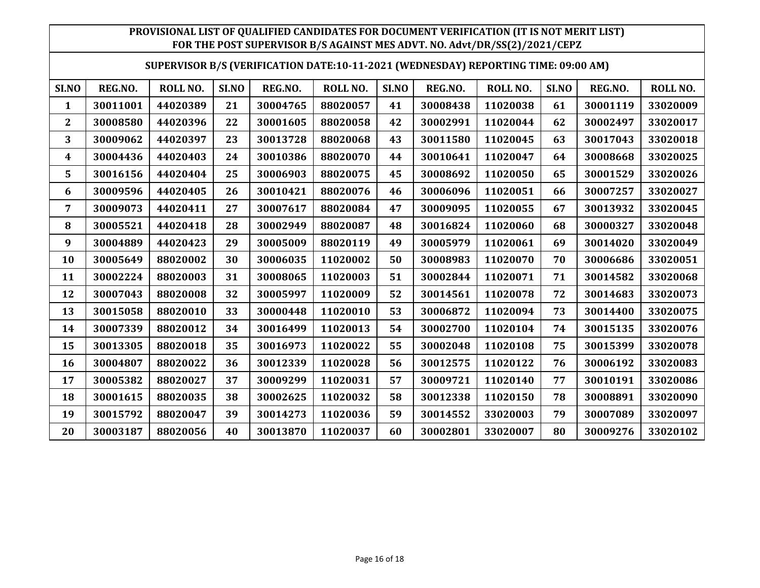**PROVISIONAL LIST OF QUALIFIED CANDIDATES FOR DOCUMENT VERIFICATION (IT IS NOT MERIT LIST) FOR THE POST SUPERVISOR B/S AGAINST MES ADVT. NO. Advt/DR/SS(2)/2021/CEPZ**

**SUPERVISOR B/S (VERIFICATION DATE:10-11-2021 (WEDNESDAY) REPORTING TIME: 09:00 AM)**

| SI.NO | REG.NO. | ROLL NO. | SI.NO | REG.NO. | ROLL NO. | SI.NO | REG.NO. | ROLL NO. | SI.NO | REG.NO. | ROLL NO. |
|---|---|---|---|---|---|---|---|---|---|---|---|
| 1 | 30011001 | 44020389 | 21 | 30004765 | 88020057 | 41 | 30008438 | 11020038 | 61 | 30001119 | 33020009 |
| 2 | 30008580 | 44020396 | 22 | 30001605 | 88020058 | 42 | 30002991 | 11020044 | 62 | 30002497 | 33020017 |
| 3 | 30009062 | 44020397 | 23 | 30013728 | 88020068 | 43 | 30011580 | 11020045 | 63 | 30017043 | 33020018 |
| 4 | 30004436 | 44020403 | 24 | 30010386 | 88020070 | 44 | 30010641 | 11020047 | 64 | 30008668 | 33020025 |
| 5 | 30016156 | 44020404 | 25 | 30006903 | 88020075 | 45 | 30008692 | 11020050 | 65 | 30001529 | 33020026 |
| 6 | 30009596 | 44020405 | 26 | 30010421 | 88020076 | 46 | 30006096 | 11020051 | 66 | 30007257 | 33020027 |
| 7 | 30009073 | 44020411 | 27 | 30007617 | 88020084 | 47 | 30009095 | 11020055 | 67 | 30013932 | 33020045 |
| 8 | 30005521 | 44020418 | 28 | 30002949 | 88020087 | 48 | 30016824 | 11020060 | 68 | 30000327 | 33020048 |
| 9 | 30004889 | 44020423 | 29 | 30005009 | 88020119 | 49 | 30005979 | 11020061 | 69 | 30014020 | 33020049 |
| 10 | 30005649 | 88020002 | 30 | 30006035 | 11020002 | 50 | 30008983 | 11020070 | 70 | 30006686 | 33020051 |
| 11 | 30002224 | 88020003 | 31 | 30008065 | 11020003 | 51 | 30002844 | 11020071 | 71 | 30014582 | 33020068 |
| 12 | 30007043 | 88020008 | 32 | 30005997 | 11020009 | 52 | 30014561 | 11020078 | 72 | 30014683 | 33020073 |
| 13 | 30015058 | 88020010 | 33 | 30000448 | 11020010 | 53 | 30006872 | 11020094 | 73 | 30014400 | 33020075 |
| 14 | 30007339 | 88020012 | 34 | 30016499 | 11020013 | 54 | 30002700 | 11020104 | 74 | 30015135 | 33020076 |
| 15 | 30013305 | 88020018 | 35 | 30016973 | 11020022 | 55 | 30002048 | 11020108 | 75 | 30015399 | 33020078 |
| 16 | 30004807 | 88020022 | 36 | 30012339 | 11020028 | 56 | 30012575 | 11020122 | 76 | 30006192 | 33020083 |
| 17 | 30005382 | 88020027 | 37 | 30009299 | 11020031 | 57 | 30009721 | 11020140 | 77 | 30010191 | 33020086 |
| 18 | 30001615 | 88020035 | 38 | 30002625 | 11020032 | 58 | 30012338 | 11020150 | 78 | 30008891 | 33020090 |
| 19 | 30015792 | 88020047 | 39 | 30014273 | 11020036 | 59 | 30014552 | 33020003 | 79 | 30007089 | 33020097 |
| 20 | 30003187 | 88020056 | 40 | 30013870 | 11020037 | 60 | 30002801 | 33020007 | 80 | 30009276 | 33020102 |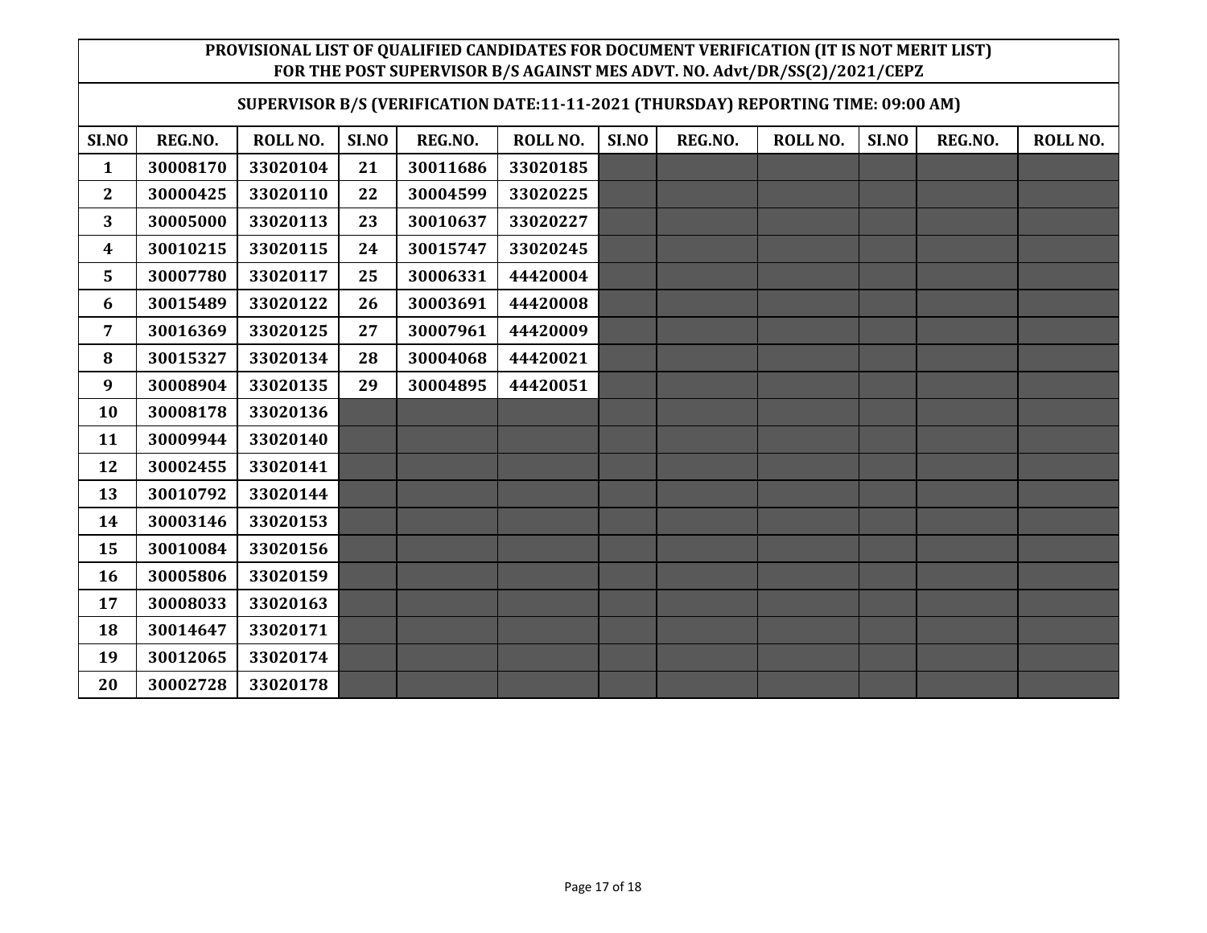PROVISIONAL LIST OF QUALIFIED CANDIDATES FOR DOCUMENT VERIFICATION (IT IS NOT MERIT LIST)
FOR THE POST SUPERVISOR B/S AGAINST MES ADVT. NO. Advt/DR/SS(2)/2021/CEPZ

SUPERVISOR B/S (VERIFICATION DATE:11-11-2021 (THURSDAY) REPORTING TIME: 09:00 AM)

| SI.NO | REG.NO. | ROLL NO. | SI.NO | REG.NO. | ROLL NO. | SI.NO | REG.NO. | ROLL NO. | SI.NO | REG.NO. | ROLL NO. |
|---|---|---|---|---|---|---|---|---|---|---|---|
| 1 | 30008170 | 33020104 | 21 | 30011686 | 33020185 | | | | | | |
| 2 | 30000425 | 33020110 | 22 | 30004599 | 33020225 | | | | | | |
| 3 | 30005000 | 33020113 | 23 | 30010637 | 33020227 | | | | | | |
| 4 | 30010215 | 33020115 | 24 | 30015747 | 33020245 | | | | | | |
| 5 | 30007780 | 33020117 | 25 | 30006331 | 44420004 | | | | | | |
| 6 | 30015489 | 33020122 | 26 | 30003691 | 44420008 | | | | | | |
| 7 | 30016369 | 33020125 | 27 | 30007961 | 44420009 | | | | | | |
| 8 | 30015327 | 33020134 | 28 | 30004068 | 44420021 | | | | | | |
| 9 | 30008904 | 33020135 | 29 | 30004895 | 44420051 | | | | | | |
| 10 | 30008178 | 33020136 | | | | | | | | | |
| 11 | 30009944 | 33020140 | | | | | | | | | |
| 12 | 30002455 | 33020141 | | | | | | | | | |
| 13 | 30010792 | 33020144 | | | | | | | | | |
| 14 | 30003146 | 33020153 | | | | | | | | | |
| 15 | 30010084 | 33020156 | | | | | | | | | |
| 16 | 30005806 | 33020159 | | | | | | | | | |
| 17 | 30008033 | 33020163 | | | | | | | | | |
| 18 | 30014647 | 33020171 | | | | | | | | | |
| 19 | 30012065 | 33020174 | | | | | | | | | |
| 20 | 30002728 | 33020178 | | | | | | | | | |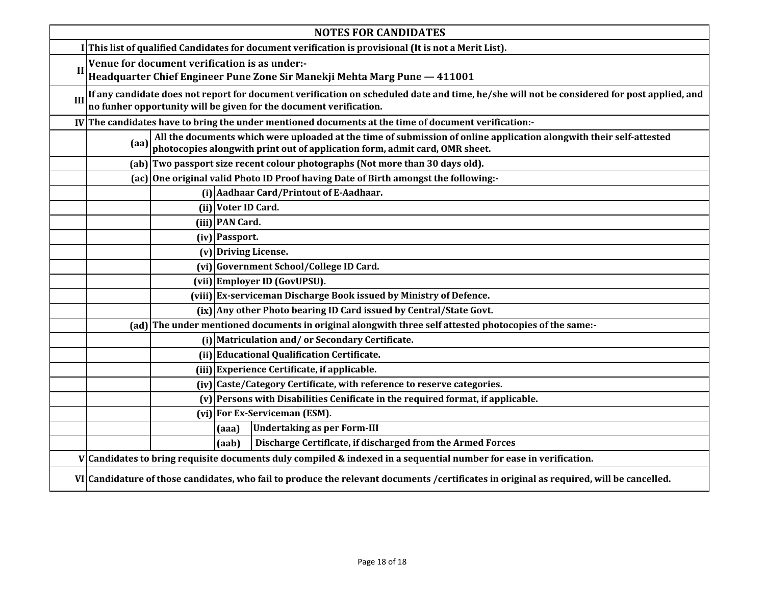## NOTES FOR CANDIDATES

| | | | | |
|---|---|---|---|---|
| I | This list of qualified Candidates for document verification is provisional (It is not a Merit List). | | | |
| II | Venue for document verification is as under:-<br>Headquarter Chief Engineer Pune Zone Sir Manekji Mehta Marg Pune — 411001 | | | |
| III | If any candidate does not report for document verification on scheduled date and time, he/she will not be considered for post applied, and no funher opportunity will be given for the document verification. | | | |
| IV | The candidates have to bring the under mentioned documents at the time of document verification:- | | | |
| | (aa) | All the documents which were uploaded at the time of submission of online application alongwith their self-attested photocopies alongwith print out of application form, admit card, OMR sheet. | | |
| | (ab) | Two passport size recent colour photographs (Not more than 30 days old). | | |
| | (ac) | One original valid Photo ID Proof having Date of Birth amongst the following:- | | |
| | | (i) | Aadhaar Card/Printout of E-Aadhaar. | |
| | | (ii) | Voter ID Card. | |
| | | (iii) | PAN Card. | |
| | | (iv) | Passport. | |
| | | (v) | Driving License. | |
| | | (vi) | Government School/College ID Card. | |
| | | (vii) | Employer ID (GovUPSU). | |
| | | (viii) | Ex-serviceman Discharge Book issued by Ministry of Defence. | |
| | | (ix) | Any other Photo bearing ID Card issued by Central/State Govt. | |
| | (ad) | The under mentioned documents in original alongwith three self attested photocopies of the same:- | | |
| | | (i) | Matriculation and/ or Secondary Certificate. | |
| | | (ii) | Educational Qualification Certificate. | |
| | | (iii) | Experience Certificate, if applicable. | |
| | | (iv) | Caste/Category Certificate, with reference to reserve categories. | |
| | | (v) | Persons with Disabilities Cenificate in the required format, if applicable. | |
| | | (vi) | For Ex-Serviceman (ESM). | |
| | | | (aaa) | Undertaking as per Form-III |
| | | | (aab) | Discharge Certiflcate, if discharged from the Armed Forces |
| V | Candidates to bring requisite documents duly compiled & indexed in a sequential number for ease in verification. | | | |
| VI | Candidature of those candidates, who fail to produce the relevant documents /certificates in original as required, will be cancelled. | | | |